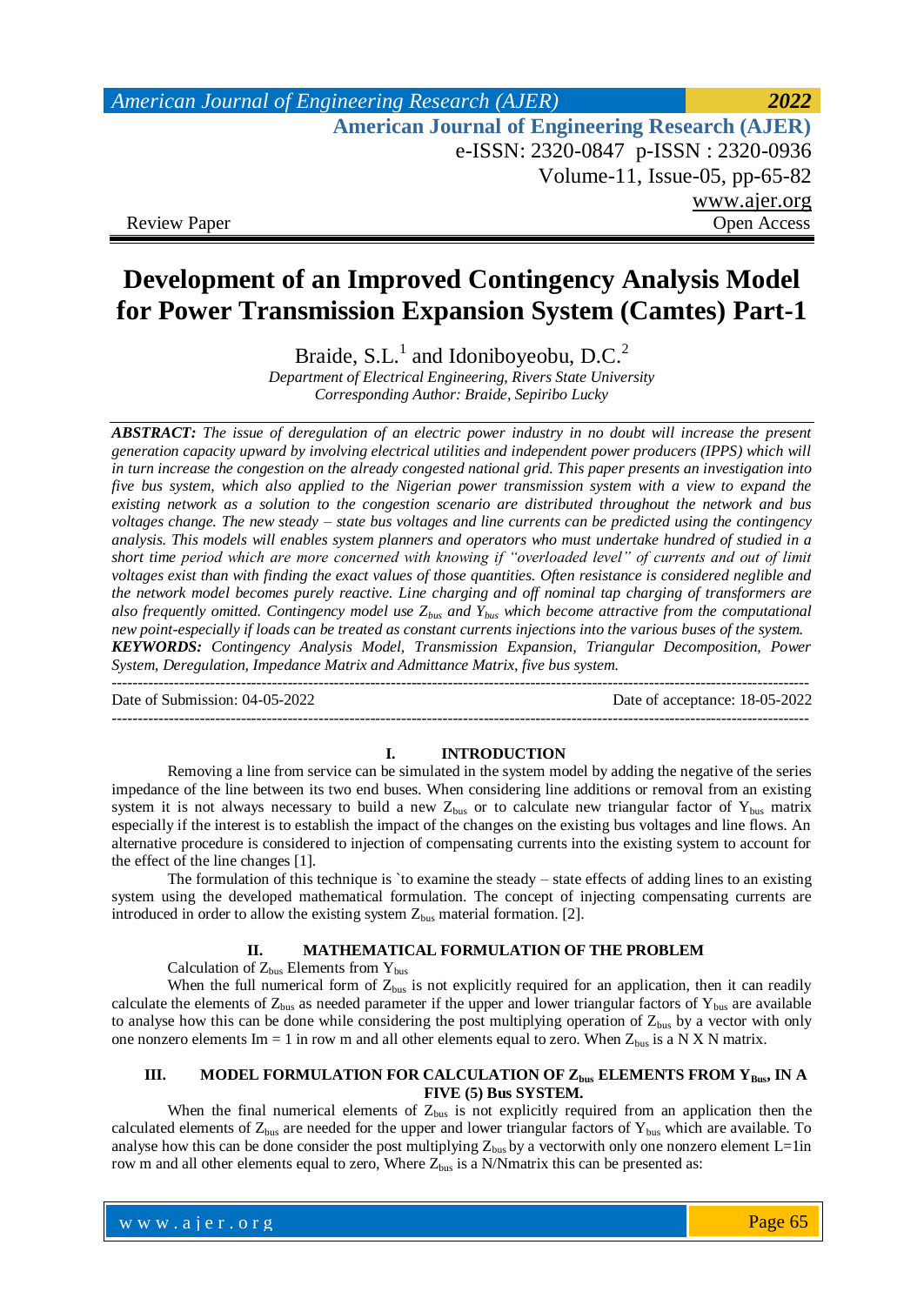Review Paper

Open Access

# Development of an Improved Contingency Analysis Model for Power Transmission Expansion System (Camtes) Part-1

Braide, S.L.[1] and Idoniboyeobu, D.C.[2]

*Department of Electrical Engineering, Rivers State University*
*Corresponding Author: Braide, Sepiribo Lucky*

***ABSTRACT:*** *The issue of deregulation of an electric power industry in no doubt will increase the present generation capacity upward by involving electrical utilities and independent power producers (IPPS) which will in turn increase the congestion on the already congested national grid. This paper presents an investigation into five bus system, which also applied to the Nigerian power transmission system with a view to expand the existing network as a solution to the congestion scenario are distributed throughout the network and bus voltages change. The new steady – state bus voltages and line currents can be predicted using the contingency analysis. This models will enables system planners and operators who must undertake hundred of studied in a short time period which are more concerned with knowing if "overloaded level" of currents and out of limit voltages exist than with finding the exact values of those quantities. Often resistance is considered neglible and the network model becomes purely reactive. Line charging and off nominal tap charging of transformers are also frequently omitted. Contingency model use $Z_{bus}$ and $Y_{bus}$ which become attractive from the computational new point-especially if loads can be treated as constant currents injections into the various buses of the system.*

***KEYWORDS:*** *Contingency Analysis Model, Transmission Expansion, Triangular Decomposition, Power System, Deregulation, Impedance Matrix and Admittance Matrix, five bus system.*

---

Date of Submission: 04-05-2022 | Date of acceptance: 18-05-2022

---

## I. INTRODUCTION

Removing a line from service can be simulated in the system model by adding the negative of the series impedance of the line between its two end buses. When considering line additions or removal from an existing system it is not always necessary to build a new $Z_{bus}$ or to calculate new triangular factor of $Y_{bus}$ matrix especially if the interest is to establish the impact of the changes on the existing bus voltages and line flows. An alternative procedure is considered to injection of compensating currents into the existing system to account for the effect of the line changes [1].

The formulation of this technique is `to examine the steady – state effects of adding lines to an existing system using the developed mathematical formulation. The concept of injecting compensating currents are introduced in order to allow the existing system $Z_{bus}$ material formation. [2].

## II. MATHEMATICAL FORMULATION OF THE PROBLEM

Calculation of $Z_{bus}$ Elements from $Y_{bus}$

When the full numerical form of $Z_{bus}$ is not explicitly required for an application, then it can readily calculate the elements of $Z_{bus}$ as needed parameter if the upper and lower triangular factors of $Y_{bus}$ are available to analyse how this can be done while considering the post multiplying operation of $Z_{bus}$ by a vector with only one nonzero elements Im = 1 in row m and all other elements equal to zero. When $Z_{bus}$ is a N X N matrix.

## III. MODEL FORMULATION FOR CALCULATION OF $Z_{bus}$ ELEMENTS FROM $Y_{Bus}$, IN A FIVE (5) Bus SYSTEM.

When the final numerical elements of $Z_{bus}$ is not explicitly required from an application then the calculated elements of $Z_{bus}$ are needed for the upper and lower triangular factors of $Y_{bus}$ which are available. To analyse how this can be done consider the post multiplying $Z_{bus}$ by a vectorwith only one nonzero element L=1in row m and all other elements equal to zero, Where $Z_{bus}$ is a N/Nmatrix this can be presented as: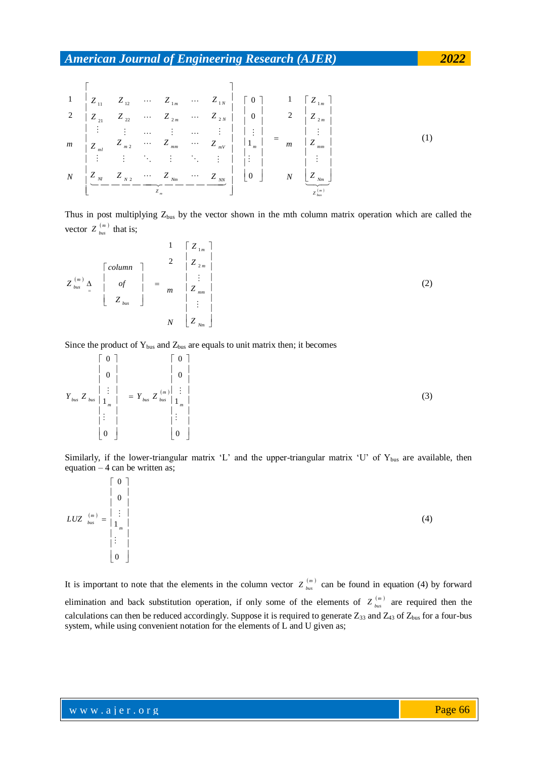$$
\begin{matrix} 1 \\ 2 \\ \\ m \\ \\ N \end{matrix}
\underbrace{\begin{bmatrix}
Z_{11} & Z_{12} & \cdots & Z_{1m} & \cdots & Z_{1N} \\
Z_{21} & Z_{22} & \cdots & Z_{2m} & \cdots & Z_{2N} \\
\vdots & \vdots & \cdots & \vdots & \cdots & \vdots \\
Z_{ml} & Z_{m2} & \cdots & Z_{mm} & \cdots & Z_{mV} \\
\vdots & \vdots & \ddots & \vdots & \ddots & \vdots \\
Z_{Nl} & Z_{N2} & \cdots & Z_{Nm} & \cdots & Z_{NN}
\end{bmatrix}}_{Z_m}
\begin{bmatrix} 0 \\ 0 \\ \vdots \\ 1_m \\ \vdots \\ 0 \end{bmatrix}
=
\begin{matrix} 1 \\ 2 \\ \\ m \\ \\ N \end{matrix}
\underbrace{\begin{bmatrix} Z_{1m} \\ Z_{2m} \\ \vdots \\ Z_{mm} \\ \vdots \\ Z_{Nm} \end{bmatrix}}_{Z_{bus}^{(m)}}
\tag{1}
$$

Thus in post multiplying $Z_{bus}$ by the vector shown in the mth column matrix operation which are called the vector $Z_{bus}^{(m)}$ that is;

$$
Z_{bus}^{(m)} \underset{=}{\Delta} \begin{bmatrix} column \\ of \\ Z_{bus} \end{bmatrix} = \begin{matrix} 1 \\ 2 \\ \\ m \\ \\ N \end{matrix} \begin{bmatrix} Z_{1m} \\ Z_{2m} \\ \vdots \\ Z_{mm} \\ \vdots \\ Z_{Nm} \end{bmatrix}
\tag{2}
$$

Since the product of $Y_{bus}$ and $Z_{bus}$ are equals to unit matrix then; it becomes

$$
Y_{bus} Z_{bus} \begin{bmatrix} 0 \\ 0 \\ \vdots \\ 1_m \\ \vdots \\ 0 \end{bmatrix} = Y_{bus} Z_{bus}^{(m)} \begin{bmatrix} 0 \\ 0 \\ \vdots \\ 1_m \\ \vdots \\ 0 \end{bmatrix}
\tag{3}
$$

Similarly, if the lower-triangular matrix 'L' and the upper-triangular matrix 'U' of $Y_{bus}$ are available, then equation – 4 can be written as;

$$
LUZ_{bus}^{(m)} = \begin{bmatrix} 0 \\ 0 \\ \vdots \\ 1_m \\ \vdots \\ 0 \end{bmatrix}
\tag{4}
$$

It is important to note that the elements in the column vector $Z_{bus}^{(m)}$ can be found in equation (4) by forward elimination and back substitution operation, if only some of the elements of $Z_{bus}^{(m)}$ are required then the calculations can then be reduced accordingly. Suppose it is required to generate $Z_{33}$ and $Z_{43}$ of $Z_{bus}$ for a four-bus system, while using convenient notation for the elements of L and U given as;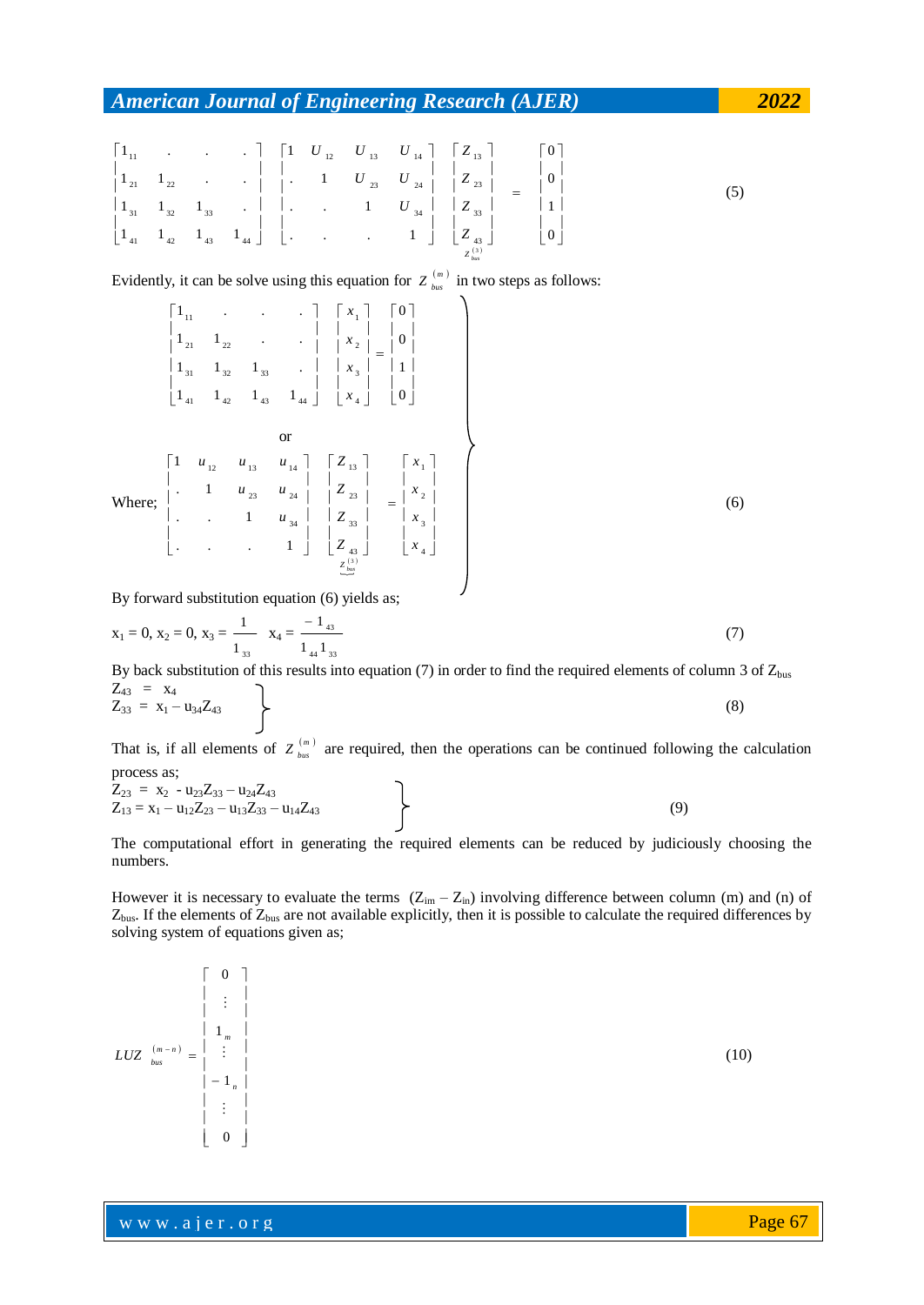$$
\begin{bmatrix} l_{11} & \cdot & \cdot & \cdot \\ l_{21} & l_{22} & \cdot & \cdot \\ l_{31} & l_{32} & l_{33} & \cdot \\ l_{41} & l_{42} & l_{43} & l_{44} \end{bmatrix}
\begin{bmatrix} 1 & U_{12} & U_{13} & U_{14} \\ \cdot & 1 & U_{23} & U_{24} \\ \cdot & \cdot & 1 & U_{34} \\ \cdot & \cdot & \cdot & 1 \end{bmatrix}
\underbrace{\begin{bmatrix} Z_{13} \\ Z_{23} \\ Z_{33} \\ Z_{43} \end{bmatrix}}_{Z_{bus}^{(3)}}
=
\begin{bmatrix} 0 \\ 0 \\ 1 \\ 0 \end{bmatrix}
\tag{5}
$$

Evidently, it can be solve using this equation for $Z_{bus}^{(m)}$ in two steps as follows:

$$
\left.
\begin{aligned}
&\begin{bmatrix} l_{11} & \cdot & \cdot & \cdot \\ l_{21} & l_{22} & \cdot & \cdot \\ l_{31} & l_{32} & l_{33} & \cdot \\ l_{41} & l_{42} & l_{43} & l_{44} \end{bmatrix}
\begin{bmatrix} x_1 \\ x_2 \\ x_3 \\ x_4 \end{bmatrix}
=
\begin{bmatrix} 0 \\ 0 \\ 1 \\ 0 \end{bmatrix} \\
&\qquad\qquad\text{or} \\
\text{Where;}\ &\begin{bmatrix} 1 & u_{12} & u_{13} & u_{14} \\ \cdot & 1 & u_{23} & u_{24} \\ \cdot & \cdot & 1 & u_{34} \\ \cdot & \cdot & \cdot & 1 \end{bmatrix}
\underbrace{\begin{bmatrix} Z_{13} \\ Z_{23} \\ Z_{33} \\ Z_{43} \end{bmatrix}}_{Z_{bus}^{(3)}}
=
\begin{bmatrix} x_1 \\ x_2 \\ x_3 \\ x_4 \end{bmatrix}
\end{aligned}
\right\}
\tag{6}
$$

By forward substitution equation (6) yields as;

$$
x_1 = 0,\ x_2 = 0,\ x_3 = \frac{1}{l_{33}} \quad x_4 = \frac{-l_{43}}{l_{44} l_{33}}
\tag{7}
$$

By back substitution of this results into equation (7) in order to find the required elements of column 3 of $Z_{bus}$

$$
\left.
\begin{aligned}
Z_{43} &= x_4 \\
Z_{33} &= x_1 - u_{34} Z_{43}
\end{aligned}
\right\}
\tag{8}
$$

That is, if all elements of $Z_{bus}^{(m)}$ are required, then the operations can be continued following the calculation process as;

$$
\left.
\begin{aligned}
Z_{23} &= x_2 - u_{23} Z_{33} - u_{24} Z_{43} \\
Z_{13} &= x_1 - u_{12} Z_{23} - u_{13} Z_{33} - u_{14} Z_{43}
\end{aligned}
\right\}
\tag{9}
$$

The computational effort in generating the required elements can be reduced by judiciously choosing the numbers.

However it is necessary to evaluate the terms $(Z_{im} - Z_{in})$ involving difference between column (m) and (n) of $Z_{bus}$. If the elements of $Z_{bus}$ are not available explicitly, then it is possible to calculate the required differences by solving system of equations given as;

$$
LUZ_{bus}^{(m-n)} = \begin{bmatrix} 0 \\ \vdots \\ 1_m \\ \vdots \\ -1_n \\ \vdots \\ 0 \end{bmatrix}
\tag{10}
$$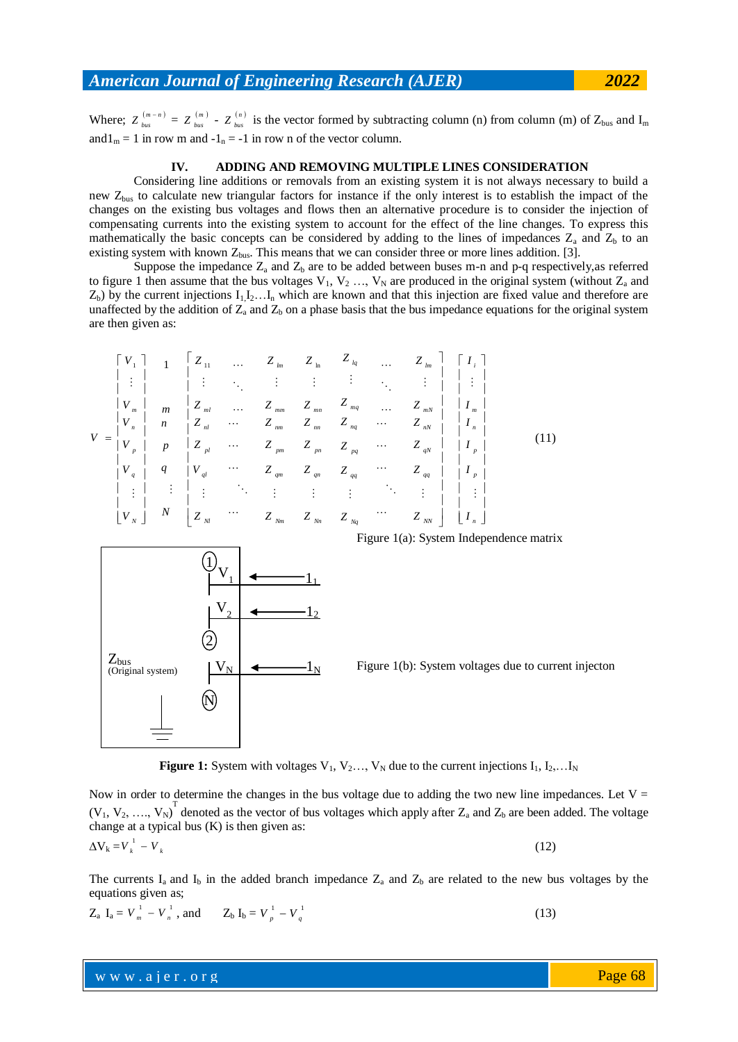Where; $Z_{bus}^{(m-n)} = Z_{bus}^{(m)} - Z_{bus}^{(n)}$ is the vector formed by subtracting column (n) from column (m) of $Z_{bus}$ and $I_m$ and$1_m = 1$ in row m and $-1_n = -1$ in row n of the vector column.

## IV. ADDING AND REMOVING MULTIPLE LINES CONSIDERATION

Considering line additions or removals from an existing system it is not always necessary to build a new $Z_{bus}$ to calculate new triangular factors for instance if the only interest is to establish the impact of the changes on the existing bus voltages and flows then an alternative procedure is to consider the injection of compensating currents into the existing system to account for the effect of the line changes. To express this mathematically the basic concepts can be considered by adding to the lines of impedances $Z_a$ and $Z_b$ to an existing system with known $Z_{bus}$. This means that we can consider three or more lines addition. [3].

Suppose the impedance $Z_a$ and $Z_b$ are to be added between buses m-n and p-q respectively,as referred to figure 1 then assume that the bus voltages $V_1$, $V_2$ …, $V_N$ are produced in the original system (without $Z_a$ and $Z_b$) by the current injections $I_1, I_2 \ldots I_n$ which are known and that this injection are fixed value and therefore are unaffected by the addition of $Z_a$ and $Z_b$ on a phase basis that the bus impedance equations for the original system are then given as:

$$V = \begin{bmatrix} V_1 \\ \vdots \\ V_m \\ V_n \\ V_p \\ V_q \\ \vdots \\ V_N \end{bmatrix} \begin{matrix} 1 \\ \\ m \\ n \\ p \\ q \\ \vdots \\ N \end{matrix} \begin{bmatrix} Z_{11} & \cdots & Z_{lm} & Z_{ln} & Z_{lq} & \cdots & Z_{lm} \\ \vdots & \ddots & \vdots & \vdots & \vdots & \ddots & \vdots \\ Z_{ml} & \cdots & Z_{mm} & Z_{mn} & Z_{mq} & \cdots & Z_{mN} \\ Z_{nl} & \cdots & Z_{nm} & Z_{nn} & Z_{nq} & \cdots & Z_{nN} \\ Z_{pl} & \cdots & Z_{pm} & Z_{pn} & Z_{pq} & \cdots & Z_{qN} \\ V_{ql} & \cdots & Z_{qm} & Z_{qn} & Z_{qq} & \cdots & Z_{qq} \\ \vdots & \ddots & \vdots & \vdots & \vdots & \ddots & \vdots \\ Z_{Nl} & \cdots & Z_{Nm} & Z_{Nn} & Z_{Nq} & \cdots & Z_{NN} \end{bmatrix} \begin{bmatrix} I_i \\ \vdots \\ I_m \\ I_n \\ I_p \\ I_p \\ \vdots \\ I_n \end{bmatrix} \tag{11}$$

Figure 1(a): System Independence matrix

Figure 1(b): System voltages due to current injecton

**Figure 1:** System with voltages $V_1$, $V_2$…, $V_N$ due to the current injections $I_1$, $I_2$,…$I_N$

Now in order to determine the changes in the bus voltage due to adding the two new line impedances. Let $V = (V_1, V_2, \ldots, V_N)^T$ denoted as the vector of bus voltages which apply after $Z_a$ and $Z_b$ are been added. The voltage change at a typical bus (K) is then given as:

$$\Delta V_k = V_k^1 - V_k \tag{12}$$

The currents $I_a$ and $I_b$ in the added branch impedance $Z_a$ and $Z_b$ are related to the new bus voltages by the equations given as;

$$Z_a \, I_a = V_m^1 - V_n^1 \text{, and} \qquad Z_b \, I_b = V_p^1 - V_q^1 \tag{13}$$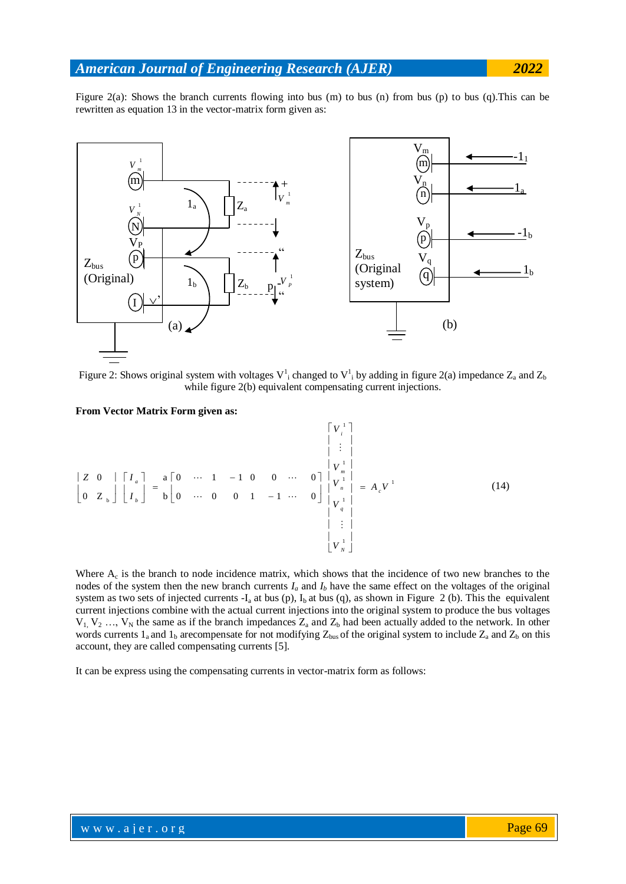Figure 2(a): Shows the branch currents flowing into bus (m) to bus (n) from bus (p) to bus (q).This can be rewritten as equation 13 in the vector-matrix form given as:

Figure 2: Shows original system with voltages $V^1_i$ changed to $V^1_i$ by adding in figure 2(a) impedance $Z_a$ and $Z_b$ while figure 2(b) equivalent compensating current injections.

**From Vector Matrix Form given as:**

$$\begin{bmatrix} Z & 0 \\ 0 & Z_b \end{bmatrix} \begin{bmatrix} I_a \\ I_b \end{bmatrix} = \begin{matrix} a \\ b \end{matrix} \begin{bmatrix} 0 & \cdots & 1 & -1 & 0 & 0 & \cdots & 0 \\ 0 & \cdots & 0 & 0 & 1 & -1 & \cdots & 0 \end{bmatrix} \begin{bmatrix} V_i^1 \\ \vdots \\ V_m^1 \\ V_n^1 \\ V_q^1 \\ \vdots \\ V_N^1 \end{bmatrix} = A_c V^1 \tag{14}$$

Where $A_c$ is the branch to node incidence matrix, which shows that the incidence of two new branches to the nodes of the system then the new branch currents $I_a$ and $I_b$ have the same effect on the voltages of the original system as two sets of injected currents $-I_a$ at bus (p), $I_b$ at bus (q), as shown in Figure 2 (b). This the equivalent current injections combine with the actual current injections into the original system to produce the bus voltages $V_1, V_2 \ldots, V_N$ the same as if the branch impedances $Z_a$ and $Z_b$ had been actually added to the network. In other words currents $1_a$ and $1_b$ arecompensate for not modifying $Z_{bus}$ of the original system to include $Z_a$ and $Z_b$ on this account, they are called compensating currents [5].

It can be express using the compensating currents in vector-matrix form as follows: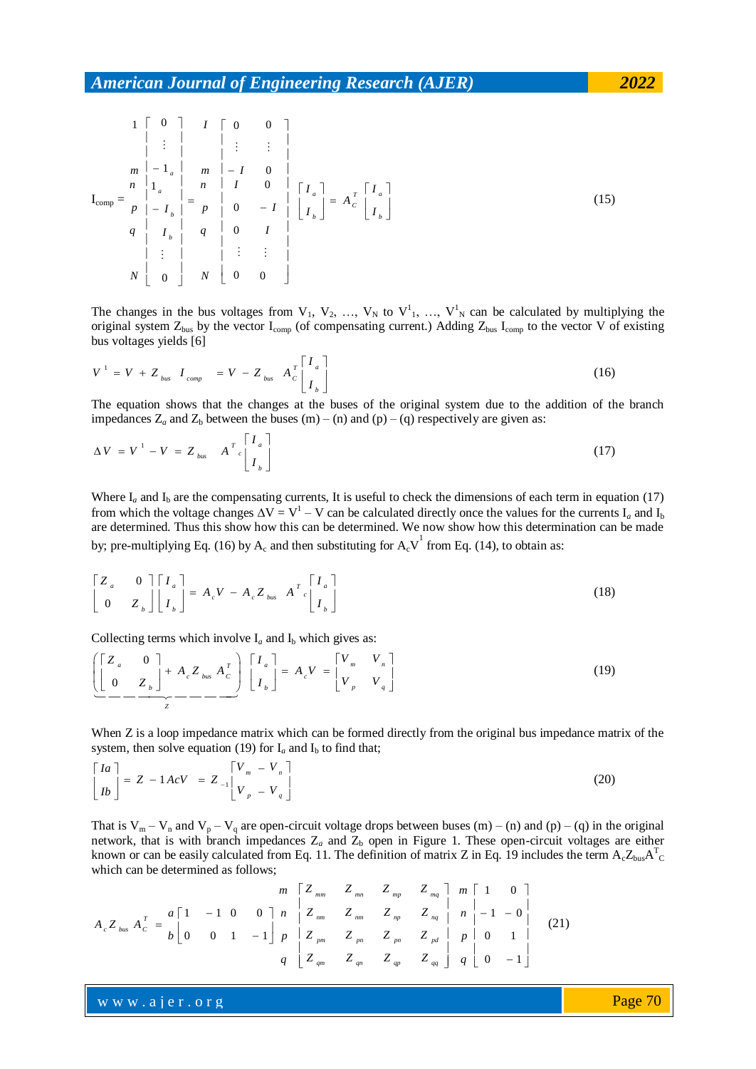$$
\mathrm{I}_{\mathrm{comp}} = \begin{matrix} 1 \\ \\ \\ m \\ n \\ p \\ q \\ \\ N \end{matrix} \begin{bmatrix} 0 \\ \vdots \\ -1_a \\ 1_a \\ -I_b \\ I_b \\ \vdots \\ 0 \end{bmatrix} = \begin{matrix} I \\ \\ \\ m \\ n \\ p \\ q \\ \\ N \end{matrix} \begin{bmatrix} 0 & 0 \\ \vdots & \vdots \\ -I & 0 \\ I & 0 \\ 0 & -I \\ 0 & I \\ \vdots & \vdots \\ 0 & 0 \end{bmatrix} \begin{bmatrix} I_a \\ I_b \end{bmatrix} = A_C^T \begin{bmatrix} I_a \\ I_b \end{bmatrix} \tag{15}
$$

The changes in the bus voltages from $V_1, V_2, \ldots, V_N$ to $V^1_1, \ldots, V^1_N$ can be calculated by multiplying the original system $Z_{bus}$ by the vector $I_{comp}$ (of compensating current.) Adding $Z_{bus}\, I_{comp}$ to the vector V of existing bus voltages yields [6]

$$
V^1 = V + Z_{bus}\, I_{comp} = V - Z_{bus}\, A_C^T \begin{bmatrix} I_a \\ I_b \end{bmatrix} \tag{16}
$$

The equation shows that the changes at the buses of the original system due to the addition of the branch impedances $Z_a$ and $Z_b$ between the buses (m) – (n) and (p) – (q) respectively are given as:

$$
\Delta V = V^1 - V = Z_{bus}\, A^T{}_c \begin{bmatrix} I_a \\ I_b \end{bmatrix} \tag{17}
$$

Where $I_a$ and $I_b$ are the compensating currents, It is useful to check the dimensions of each term in equation (17) from which the voltage changes $\Delta V = V^1 - V$ can be calculated directly once the values for the currents $I_a$ and $I_b$ are determined. Thus this show how this can be determined. We now show how this determination can be made by; pre-multiplying Eq. (16) by $A_c$ and then substituting for $A_cV^1$ from Eq. (14), to obtain as:

$$
\begin{bmatrix} Z_a & 0 \\ 0 & Z_b \end{bmatrix} \begin{bmatrix} I_a \\ I_b \end{bmatrix} = A_c V - A_c Z_{bus}\, A^T{}_c \begin{bmatrix} I_a \\ I_b \end{bmatrix} \tag{18}
$$

Collecting terms which involve $I_a$ and $I_b$ which gives as:

$$
\underbrace{\left( \begin{bmatrix} Z_a & 0 \\ 0 & Z_b \end{bmatrix} + A_c Z_{bus} A_C^T \right)}_{Z} \begin{bmatrix} I_a \\ I_b \end{bmatrix} = A_c V = \begin{bmatrix} V_m & V_n \\ V_p & V_q \end{bmatrix} \tag{19}
$$

When Z is a loop impedance matrix which can be formed directly from the original bus impedance matrix of the system, then solve equation (19) for $I_a$ and $I_b$ to find that;

$$
\begin{bmatrix} Ia \\ Ib \end{bmatrix} = Z - 1AcV = Z_{-1} \begin{bmatrix} V_m - V_n \\ V_p - V_q \end{bmatrix} \tag{20}
$$

That is $V_m - V_n$ and $V_p - V_q$ are open-circuit voltage drops between buses (m) – (n) and (p) – (q) in the original network, that is with branch impedances $Z_a$ and $Z_b$ open in Figure 1. These open-circuit voltages are either known or can be easily calculated from Eq. 11. The definition of matrix Z in Eq. 19 includes the term $A_cZ_{bus}A^T_C$ which can be determined as follows;

$$
A_c Z_{bus} A_C^T = \begin{matrix} a \\ b \end{matrix} \begin{bmatrix} 1 & -1 & 0 & 0 \\ 0 & 0 & 1 & -1 \end{bmatrix} \begin{matrix} m \\ n \\ p \\ q \end{matrix} \begin{bmatrix} Z_{mm} & Z_{mn} & Z_{mp} & Z_{mq} \\ Z_{nm} & Z_{nm} & Z_{np} & Z_{nq} \\ Z_{pm} & Z_{pn} & Z_{pn} & Z_{pd} \\ Z_{qm} & Z_{qn} & Z_{qp} & Z_{qq} \end{bmatrix} \begin{matrix} m \\ n \\ p \\ q \end{matrix} \begin{bmatrix} 1 & 0 \\ -1 & -0 \\ 0 & 1 \\ 0 & -1 \end{bmatrix} \tag{21}
$$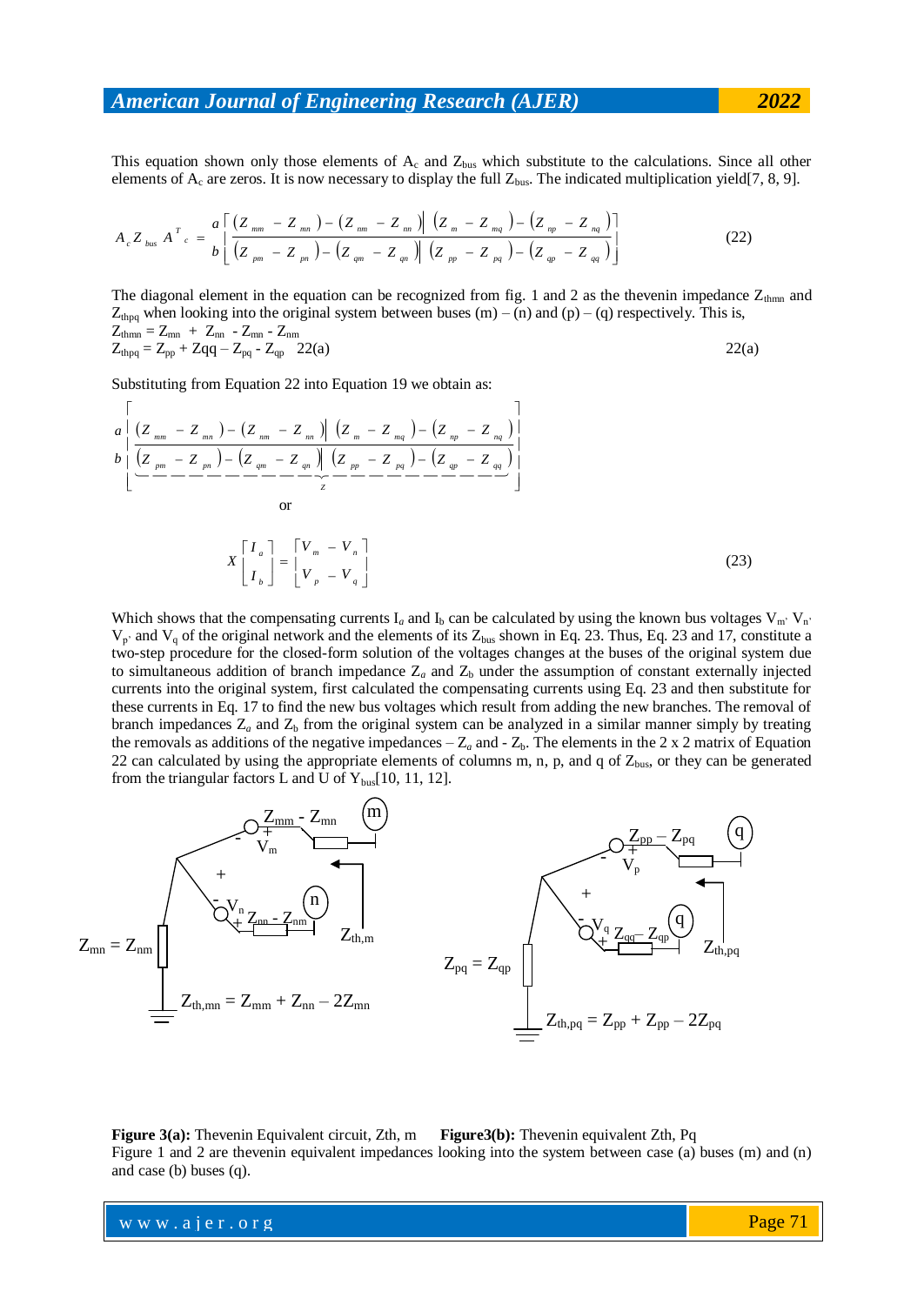This equation shown only those elements of $A_c$ and $Z_{bus}$ which substitute to the calculations. Since all other elements of $A_c$ are zeros. It is now necessary to display the full $Z_{bus}$. The indicated multiplication yield[7, 8, 9].

$$A_c Z_{bus} A^T{}_c = \begin{matrix} a \\ b \end{matrix} \left[ \begin{array}{c|c} (Z_{mm} - Z_{mn}) - (Z_{nm} - Z_{nn}) & (Z_m - Z_{mq}) - (Z_{np} - Z_{nq}) \\ \hline (Z_{pm} - Z_{pn}) - (Z_{qm} - Z_{qn}) & (Z_{pp} - Z_{pq}) - (Z_{qp} - Z_{qq}) \end{array} \right] \tag{22}$$

The diagonal element in the equation can be recognized from fig. 1 and 2 as the thevenin impedance $Z_{thmn}$ and $Z_{thpq}$ when looking into the original system between buses (m) – (n) and (p) – (q) respectively. This is,

$Z_{thmn} = Z_{mn} + Z_{nn} - Z_{mn} - Z_{nm}$

$Z_{thpq} = Z_{pp} + Zqq - Z_{pq} - Z_{qp}$ 22(a) 22(a)

Substituting from Equation 22 into Equation 19 we obtain as:

$$\begin{matrix} a \\ b \end{matrix} \left[ \underbrace{\begin{array}{c|c} (Z_{mm} - Z_{mn}) - (Z_{nm} - Z_{nn}) & (Z_m - Z_{mq}) - (Z_{np} - Z_{nq}) \\ \hline (Z_{pm} - Z_{pn}) - (Z_{qm} - Z_{qn}) & (Z_{pp} - Z_{pq}) - (Z_{qp} - Z_{qq}) \end{array}}_{z} \right]$$

or

$$X \begin{bmatrix} I_a \\ I_b \end{bmatrix} = \begin{bmatrix} V_m - V_n \\ V_p - V_q \end{bmatrix} \tag{23}$$

Which shows that the compensating currents $I_a$ and $I_b$ can be calculated by using the known bus voltages $V_m$, $V_n$, $V_p$, and $V_q$ of the original network and the elements of its $Z_{bus}$ shown in Eq. 23. Thus, Eq. 23 and 17, constitute a two-step procedure for the closed-form solution of the voltages changes at the buses of the original system due to simultaneous addition of branch impedance $Z_a$ and $Z_b$ under the assumption of constant externally injected currents into the original system, first calculated the compensating currents using Eq. 23 and then substitute for these currents in Eq. 17 to find the new bus voltages which result from adding the new branches. The removal of branch impedances $Z_a$ and $Z_b$ from the original system can be analyzed in a similar manner simply by treating the removals as additions of the negative impedances $-Z_a$ and $-Z_b$. The elements in the 2 x 2 matrix of Equation 22 can calculated by using the appropriate elements of columns m, n, p, and q of $Z_{bus}$, or they can be generated from the triangular factors L and U of $Y_{bus}$[10, 11, 12].

**Figure 3(a):** Thevenin Equivalent circuit, Zth, m **Figure3(b):** Thevenin equivalent Zth, Pq

Figure 1 and 2 are thevenin equivalent impedances looking into the system between case (a) buses (m) and (n) and case (b) buses (q).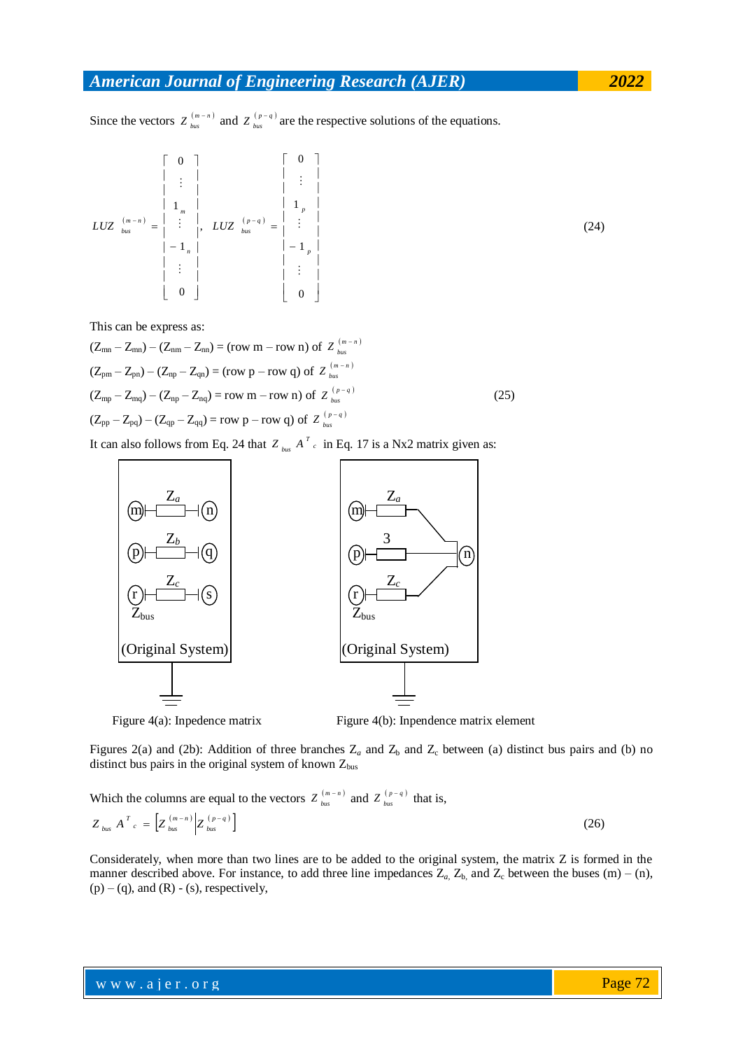Since the vectors $Z_{bus}^{(m-n)}$ and $Z_{bus}^{(p-q)}$ are the respective solutions of the equations.

$$LUZ_{bus}^{(m-n)} = \begin{bmatrix} 0 \\ \vdots \\ 1_m \\ \vdots \\ -1_n \\ \vdots \\ 0 \end{bmatrix}, \quad LUZ_{bus}^{(p-q)} = \begin{bmatrix} 0 \\ \vdots \\ 1_p \\ \vdots \\ -1_p \\ \vdots \\ 0 \end{bmatrix} \tag{24}$$

This can be express as:

$$(Z_{mn} - Z_{mn}) - (Z_{nm} - Z_{nn}) = (\text{row } m - \text{row } n) \text{ of } Z_{bus}^{(m-n)}$$
$$(Z_{pm} - Z_{pn}) - (Z_{np} - Z_{qn}) = (\text{row } p - \text{row } q) \text{ of } Z_{bus}^{(m-n)}$$
$$(Z_{mp} - Z_{mq}) - (Z_{np} - Z_{nq}) = \text{row } m - \text{row } n) \text{ of } Z_{bus}^{(p-q)} \tag{25}$$
$$(Z_{pp} - Z_{pq}) - (Z_{qp} - Z_{qq}) = \text{row } p - \text{row } q) \text{ of } Z_{bus}^{(p-q)}$$

It can also follows from Eq. 24 that $Z_{bus} A^T{}_c$ in Eq. 17 is a Nx2 matrix given as:

Figure 4(a): Inpedence matrix

Figure 4(b): Inpendence matrix element

Figures 2(a) and (2b): Addition of three branches $Z_a$ and $Z_b$ and $Z_c$ between (a) distinct bus pairs and (b) no distinct bus pairs in the original system of known $Z_{bus}$

Which the columns are equal to the vectors $Z_{bus}^{(m-n)}$ and $Z_{bus}^{(p-q)}$ that is,

$$Z_{bus} A^T{}_c = \left[ Z_{bus}^{(m-n)} \middle| Z_{bus}^{(p-q)} \right] \tag{26}$$

Considerately, when more than two lines are to be added to the original system, the matrix Z is formed in the manner described above. For instance, to add three line impedances $Z_a$, $Z_b$, and $Z_c$ between the buses (m) – (n), (p) – (q), and (R) - (s), respectively,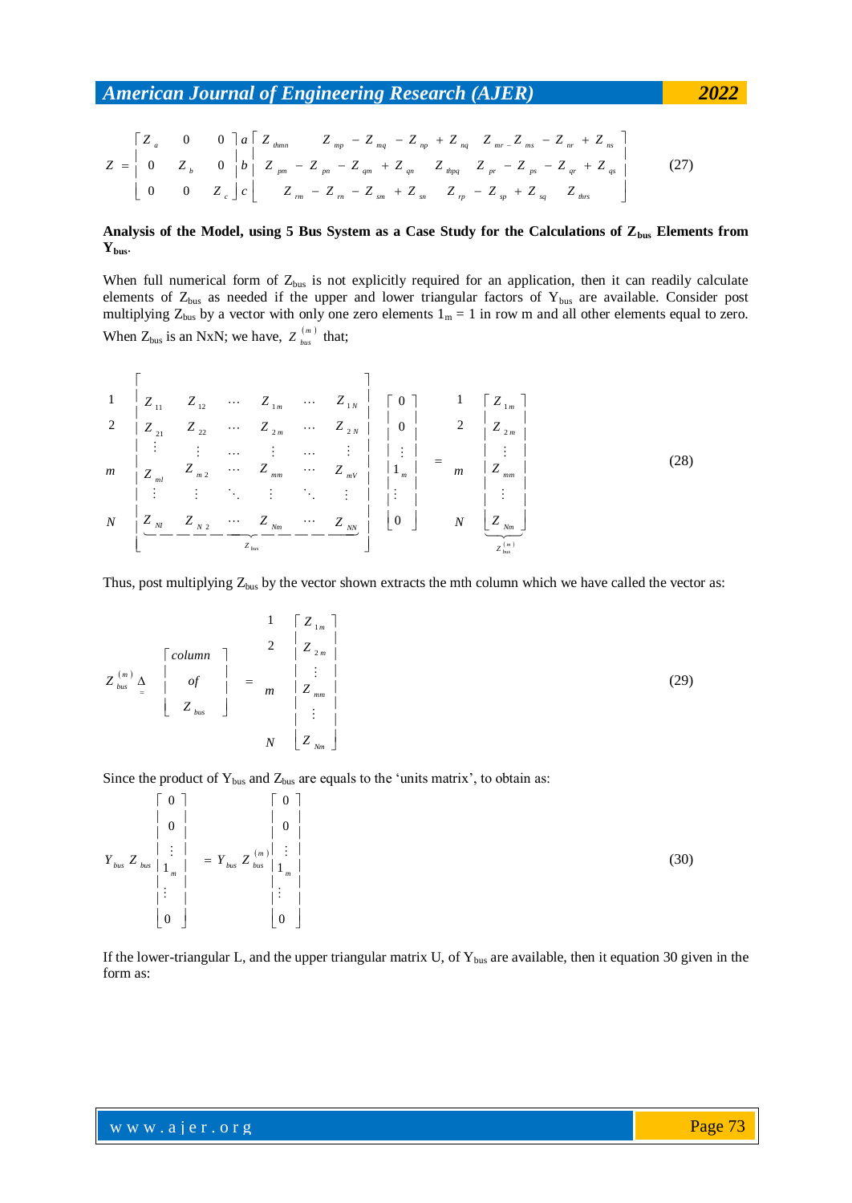$$Z = \begin{bmatrix} Z_a & 0 & 0 \\ 0 & Z_b & 0 \\ 0 & 0 & Z_c \end{bmatrix} \begin{matrix} a \\ b \\ c \end{matrix} \begin{bmatrix} Z_{thmn} & Z_{mp} - Z_{mq} - Z_{np} + Z_{nq} & Z_{mr} - Z_{ms} - Z_{nr} + Z_{ns} \\ Z_{pm} - Z_{pn} - Z_{qm} + Z_{qn} & Z_{thpq} & Z_{pr} - Z_{ps} - Z_{qr} + Z_{qs} \\ Z_{rm} - Z_{rn} - Z_{sm} + Z_{sn} & Z_{rp} - Z_{sp} + Z_{sq} & Z_{thrs} \end{bmatrix} \tag{27}$$

**Analysis of the Model, using 5 Bus System as a Case Study for the Calculations of $Z_{bus}$ Elements from $Y_{bus}$.**

When full numerical form of $Z_{bus}$ is not explicitly required for an application, then it can readily calculate elements of $Z_{bus}$ as needed if the upper and lower triangular factors of $Y_{bus}$ are available. Consider post multiplying $Z_{bus}$ by a vector with only one zero elements $1_m = 1$ in row m and all other elements equal to zero. When $Z_{bus}$ is an NxN; we have, $Z_{bus}^{(m)}$ that;

$$\begin{matrix} 1 \\ 2 \\ \\ m \\ \\ N \end{matrix} \underbrace{\begin{bmatrix} Z_{11} & Z_{12} & \cdots & Z_{1m} & \cdots & Z_{1N} \\ Z_{21} & Z_{22} & \cdots & Z_{2m} & \cdots & Z_{2N} \\ \vdots & \vdots & \cdots & \vdots & \cdots & \vdots \\ Z_{ml} & Z_{m2} & \cdots & Z_{mm} & \cdots & Z_{mV} \\ \vdots & \vdots & \ddots & \vdots & \ddots & \vdots \\ Z_{Nl} & Z_{N2} & \cdots & Z_{Nm} & \cdots & Z_{NN} \end{bmatrix}}_{Z_{bus}} \begin{bmatrix} 0 \\ 0 \\ \vdots \\ 1_m \\ \vdots \\ 0 \end{bmatrix} = \begin{matrix} 1 \\ 2 \\ \\ m \\ \\ N \end{matrix} \underbrace{\begin{bmatrix} Z_{1m} \\ Z_{2m} \\ \vdots \\ Z_{mm} \\ \vdots \\ Z_{Nm} \end{bmatrix}}_{Z_{bus}^{(m)}} \tag{28}$$

Thus, post multiplying $Z_{bus}$ by the vector shown extracts the mth column which we have called the vector as:

$$Z_{bus}^{(m)} \underset{=}{\Delta} \begin{bmatrix} column \\ of \\ Z_{bus} \end{bmatrix} = \begin{matrix} 1 \\ 2 \\ \\ m \\ \\ N \end{matrix} \begin{bmatrix} Z_{1m} \\ Z_{2m} \\ \vdots \\ Z_{mm} \\ \vdots \\ Z_{Nm} \end{bmatrix} \tag{29}$$

Since the product of $Y_{bus}$ and $Z_{bus}$ are equals to the 'units matrix', to obtain as:

$$Y_{bus} Z_{bus} \begin{bmatrix} 0 \\ 0 \\ \vdots \\ 1_m \\ \vdots \\ 0 \end{bmatrix} = Y_{bus} Z_{bus}^{(m)} \begin{bmatrix} 0 \\ 0 \\ \vdots \\ 1_m \\ \vdots \\ 0 \end{bmatrix} \tag{30}$$

If the lower-triangular L, and the upper triangular matrix U, of $Y_{bus}$ are available, then it equation 30 given in the form as: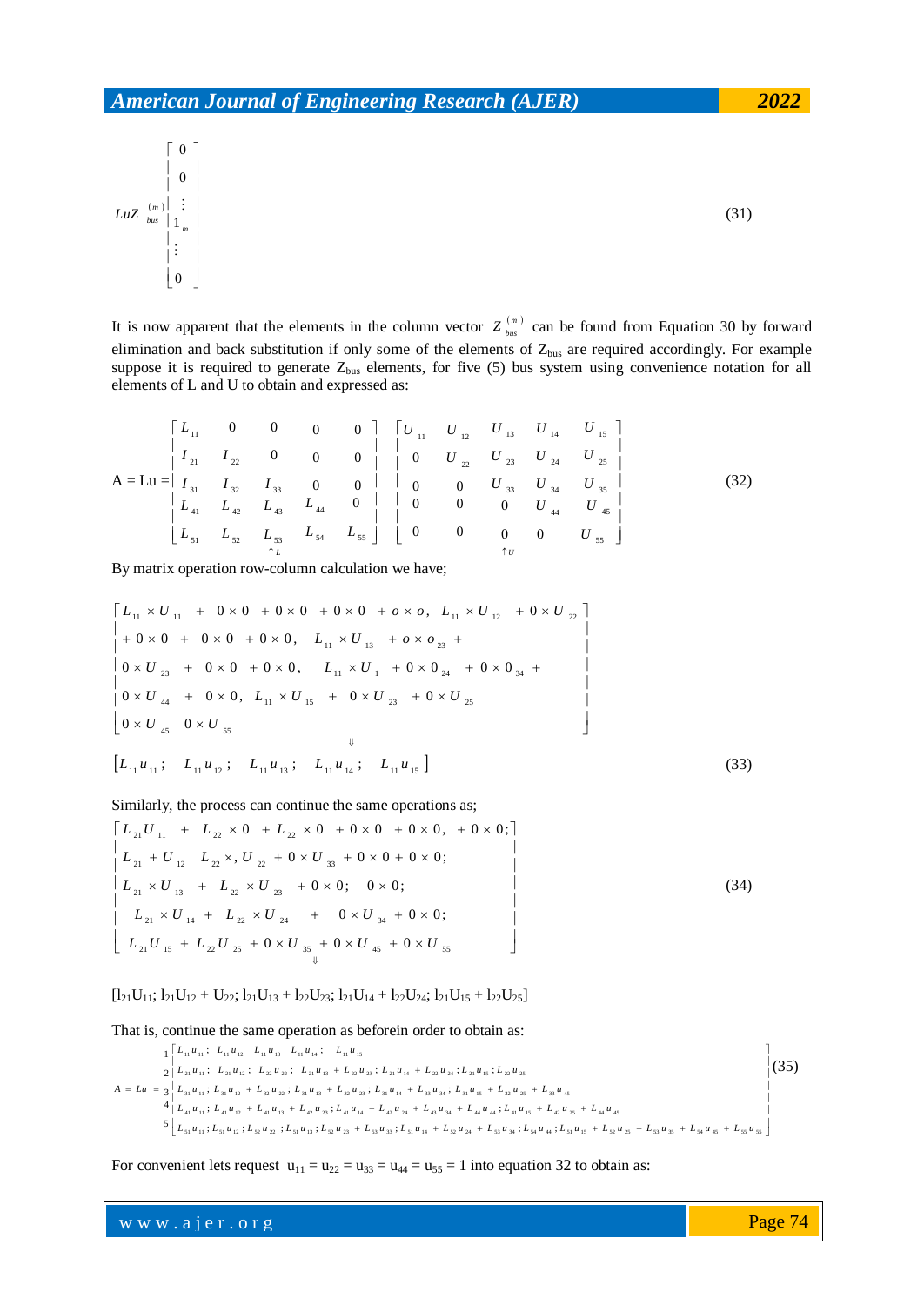$$LuZ_{bus}^{(m)} \begin{bmatrix} 0 \\ 0 \\ \vdots \\ 1_m \\ \vdots \\ 0 \end{bmatrix} \tag{31}$$

It is now apparent that the elements in the column vector $Z_{bus}^{(m)}$ can be found from Equation 30 by forward elimination and back substitution if only some of the elements of $Z_{bus}$ are required accordingly. For example suppose it is required to generate $Z_{bus}$ elements, for five (5) bus system using convenience notation for all elements of L and U to obtain and expressed as:

$$A = Lu = \begin{bmatrix} L_{11} & 0 & 0 & 0 & 0 \\ I_{21} & I_{22} & 0 & 0 & 0 \\ I_{31} & I_{32} & I_{33} & 0 & 0 \\ L_{41} & L_{42} & L_{43} & L_{44} & 0 \\ L_{51} & L_{52} & L_{53} & L_{54} & L_{55} \end{bmatrix}_{\uparrow L} \begin{bmatrix} U_{11} & U_{12} & U_{13} & U_{14} & U_{15} \\ 0 & U_{22} & U_{23} & U_{24} & U_{25} \\ 0 & 0 & U_{33} & U_{34} & U_{35} \\ 0 & 0 & 0 & U_{44} & U_{45} \\ 0 & 0 & 0 & 0 & U_{55} \end{bmatrix}_{\uparrow U} \tag{32}$$

By matrix operation row-column calculation we have;

$$\begin{bmatrix} L_{11} \times U_{11} + 0\times 0 + 0 \times 0 + 0 \times 0 + o \times o, \quad L_{11} \times U_{12} + 0 \times U_{22} \\ + 0 \times 0 + 0 \times 0 + 0 \times 0, \quad L_{11} \times U_{13} + o \times o_{23} + \\ 0 \times U_{23} + 0 \times 0 + 0 \times 0, \quad L_{11} \times U_{1} + 0 \times 0_{24} + 0 \times 0_{34} + \\ 0 \times U_{44} + 0 \times 0, \quad L_{11} \times U_{15} + 0 \times U_{23} + 0 \times U_{25} \\ 0 \times U_{45} \quad 0 \times U_{55} \end{bmatrix}$$

$$\Downarrow$$

$$\begin{bmatrix} L_{11}u_{11}; & L_{11}u_{12}; & L_{11}u_{13}; & L_{11}u_{14}; & L_{11}u_{15} \end{bmatrix} \tag{33}$$

Similarly, the process can continue the same operations as;

$$\begin{bmatrix} L_{21}U_{11} + L_{22} \times 0 + L_{22} \times 0 + 0 \times 0 + 0 \times 0, + 0 \times 0; \\ L_{21} + U_{12} \quad L_{22} \times, U_{22} + 0 \times U_{33} + 0 \times 0 + 0 \times 0; \\ L_{21} \times U_{13} + L_{22} \times U_{23} + 0 \times 0; \quad 0 \times 0; \\ L_{21} \times U_{14} + L_{22} \times U_{24} + 0 \times U_{34} + 0 \times 0; \\ L_{21}U_{15} + L_{22}U_{25} + 0 \times U_{35} + 0 \times U_{45} + 0 \times U_{55} \end{bmatrix} \tag{34}$$

$$\Downarrow$$

$[l_{21}U_{11}; l_{21}U_{12} + U_{22}; l_{21}U_{13} + l_{22}U_{23}; l_{21}U_{14} + l_{22}U_{24}; l_{21}U_{15} + l_{22}U_{25}]$

That is, continue the same operation as beforein order to obtain as:

$$A = Lu = \begin{matrix} 1 \\ 2 \\ 3 \\ 4 \\ 5 \end{matrix} \begin{bmatrix} L_{11}u_{11}; \; L_{11}u_{12} \; L_{11}u_{13} \; L_{11}u_{14}; \; L_{11}u_{15} \\ L_{21}u_{11}; \; L_{21}u_{12}; \; L_{22}u_{22}; \; L_{21}u_{13} + L_{22}u_{23}; \; L_{21}u_{14} + L_{22}u_{24}; L_{21}u_{15}; L_{22}u_{25} \\ L_{31}u_{11}; \; L_{31}u_{12} + L_{32}u_{22}; L_{31}u_{13} + L_{32}u_{23}; L_{31}u_{14} + L_{33}u_{34}; L_{31}u_{15} + L_{32}u_{25} + L_{33}u_{45} \\ L_{41}u_{11}; L_{41}u_{12} + L_{41}u_{13} + L_{42}u_{23}; L_{41}u_{14} + L_{42}u_{24} + L_{43}u_{34} + L_{44}u_{44}; L_{41}u_{15} + L_{42}u_{25} + L_{44}u_{45} \\ L_{51}u_{11}; L_{51}u_{12}; L_{52}u_{22}; L_{51}u_{13}; L_{52}u_{23} + L_{53}u_{33}; L_{51}u_{14} + L_{52}u_{24} + L_{53}u_{34}; L_{54}u_{44}; L_{51}u_{15} + L_{52}u_{25} + L_{53}u_{35} + L_{54}u_{45} + L_{55}u_{55} \end{bmatrix} \tag{35}$$

For convenient lets request $u_{11} = u_{22} = u_{33} = u_{44} = u_{55} = 1$ into equation 32 to obtain as: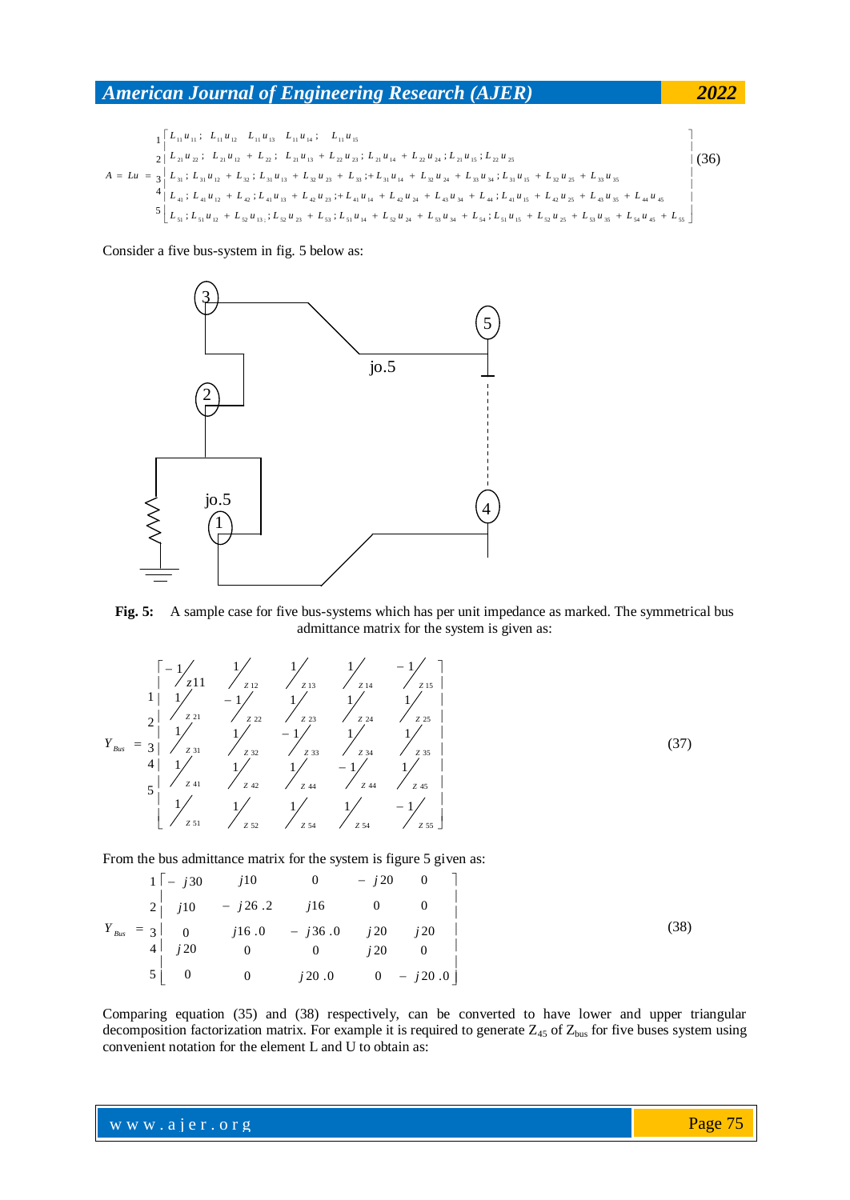$$A = Lu = \begin{matrix} 1 \\ 2 \\ 3 \\ 4 \\ 5 \end{matrix} \begin{bmatrix} L_{11}u_{11};\ L_{11}u_{12}\ \ L_{11}u_{13}\ \ L_{11}u_{14};\ \ L_{11}u_{15} \\ L_{21}u_{22};\ L_{21}u_{12} + L_{22};\ L_{21}u_{13} + L_{22}u_{23};\ L_{21}u_{14} + L_{22}u_{24};\ L_{21}u_{15};\ L_{22}u_{25} \\ L_{31};\ L_{31}u_{12} + L_{32};\ L_{31}u_{13} + L_{32}u_{23} + L_{33};+L_{31}u_{14} + L_{32}u_{24} + L_{33}u_{34};\ L_{31}u_{15} + L_{32}u_{25} + L_{33}u_{35} \\ L_{41};\ L_{41}u_{12} + L_{42};\ L_{41}u_{13} + L_{42}u_{23};+L_{41}u_{14} + L_{42}u_{24} + L_{43}u_{34} + L_{44};\ L_{41}u_{15} + L_{42}u_{25} + L_{43}u_{35} + L_{44}u_{45} \\ L_{51};\ L_{51}u_{12} + L_{52}u_{13};\ L_{52}u_{23} + L_{53};\ L_{51}u_{14} + L_{52}u_{24} + L_{53}u_{34} + L_{54};\ L_{51}u_{15} + L_{52}u_{25} + L_{53}u_{35} + L_{54}u_{45} + L_{55} \end{bmatrix} \quad (36)$$

Consider a five bus-system in fig. 5 below as:

**Fig. 5:** A sample case for five bus-systems which has per unit impedance as marked. The symmetrical bus admittance matrix for the system is given as:

$$Y_{Bus} = \begin{matrix} 1 \\ 2 \\ 3 \\ 4 \\ 5 \end{matrix} \begin{bmatrix} -1/z11 & 1/z_{12} & 1/z_{13} & 1/z_{14} & -1/z_{15} \\ 1/z_{21} & -1/z_{22} & 1/z_{23} & 1/z_{24} & 1/z_{25} \\ 1/z_{31} & 1/z_{32} & -1/z_{33} & 1/z_{34} & 1/z_{35} \\ 1/z_{41} & 1/z_{42} & 1/z_{44} & -1/z_{44} & 1/z_{45} \\ 1/z_{51} & 1/z_{52} & 1/z_{54} & 1/z_{54} & -1/z_{55} \end{bmatrix} \quad (37)$$

From the bus admittance matrix for the system is figure 5 given as:

$$Y_{Bus} = \begin{matrix} 1 \\ 2 \\ 3 \\ 4 \\ 5 \end{matrix} \begin{bmatrix} -j30 & j10 & 0 & -j20 & 0 \\ j10 & -j26.2 & j16 & 0 & 0 \\ 0 & j16.0 & -j36.0 & j20 & j20 \\ j20 & 0 & 0 & j20 & 0 \\ 0 & 0 & j20.0 & 0 & -j20.0 \end{bmatrix} \quad (38)$$

Comparing equation (35) and (38) respectively, can be converted to have lower and upper triangular decomposition factorization matrix. For example it is required to generate $Z_{45}$ of $Z_{bus}$ for five buses system using convenient notation for the element L and U to obtain as: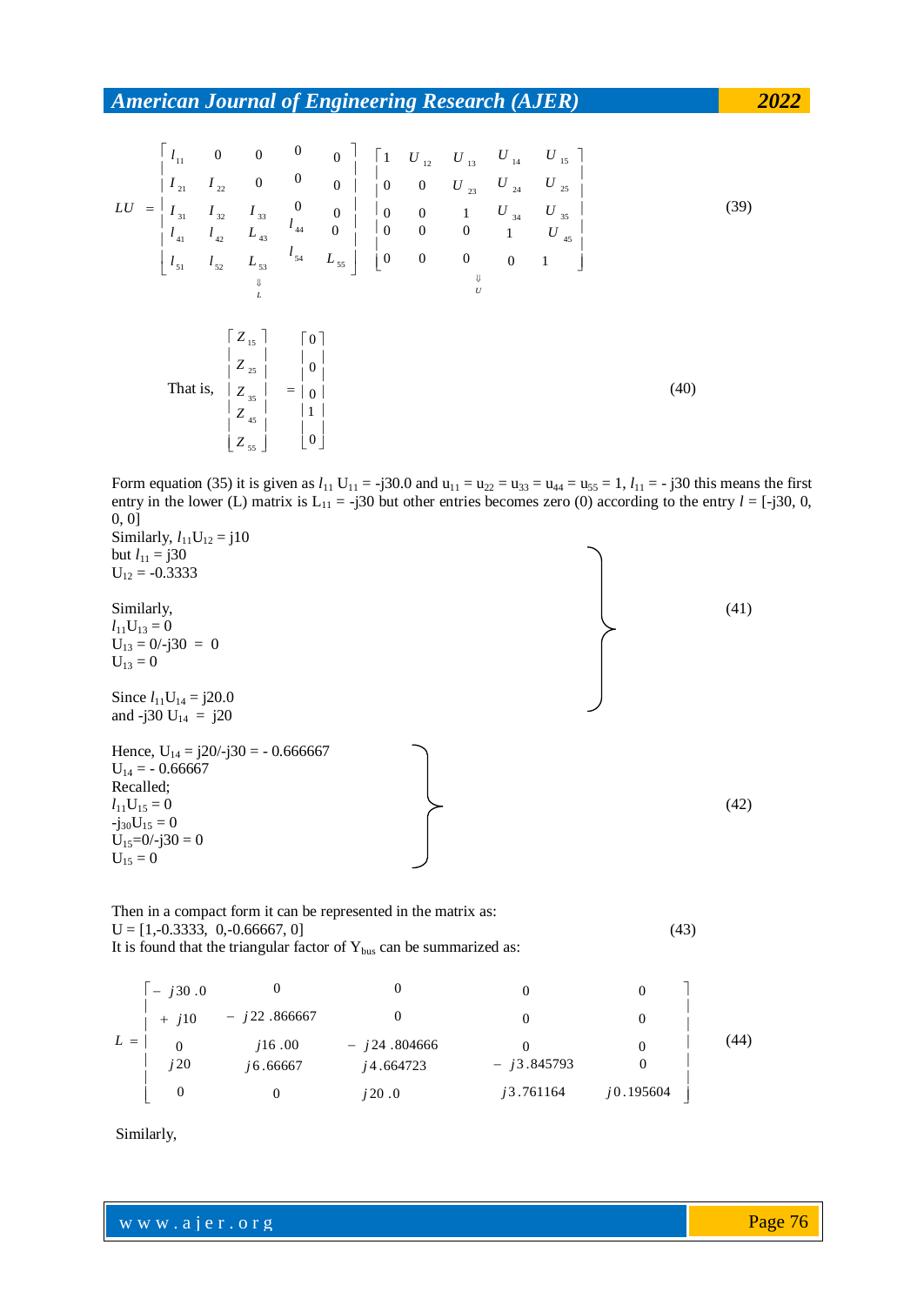$$LU = \begin{bmatrix} l_{11} & 0 & 0 & 0 & 0 \\ I_{21} & I_{22} & 0 & 0 & 0 \\ I_{31} & I_{32} & I_{33} & 0 & 0 \\ l_{41} & l_{42} & L_{43} & l_{44} & 0 \\ l_{51} & l_{52} & L_{53} & l_{54} & L_{55} \end{bmatrix} \begin{bmatrix} 1 & U_{12} & U_{13} & U_{14} & U_{15} \\ 0 & 0 & U_{23} & U_{24} & U_{25} \\ 0 & 0 & 1 & U_{34} & U_{35} \\ 0 & 0 & 0 & 1 & U_{45} \\ 0 & 0 & 0 & 0 & 1 \end{bmatrix} \tag{39}$$

$$\Downarrow_L \qquad \Downarrow_U$$

$$\text{That is,} \quad \begin{bmatrix} Z_{15} \\ Z_{25} \\ Z_{35} \\ Z_{45} \\ Z_{55} \end{bmatrix} = \begin{bmatrix} 0 \\ 0 \\ 0 \\ 1 \\ 0 \end{bmatrix} \tag{40}$$

Form equation (35) it is given as $l_{11}$ $U_{11}$ = -j30.0 and $u_{11} = u_{22} = u_{33} = u_{44} = u_{55} = 1$, $l_{11}$ = - j30 this means the first entry in the lower (L) matrix is $L_{11}$ = -j30 but other entries becomes zero (0) according to the entry $l$ = [-j30, 0, 0, 0]

Similarly, $l_{11}U_{12}$ = j10
but $l_{11}$ = j30
$U_{12}$ = -0.3333

Similarly,
$l_{11}U_{13}$ = 0
$U_{13}$ = 0/-j30 = 0
$U_{13}$ = 0

Since $l_{11}U_{14}$ = j20.0
and -j30 $U_{14}$ = j20 (41)

Hence, $U_{14}$ = j20/-j30 = - 0.666667
$U_{14}$ = - 0.66667
Recalled;
$l_{11}U_{15}$ = 0
$-j_{30}U_{15}$ = 0
$U_{15}$=0/-j30 = 0
$U_{15}$ = 0 (42)

Then in a compact form it can be represented in the matrix as:
U = [1,-0.3333, 0,-0.66667, 0] (43)
It is found that the triangular factor of $Y_{bus}$ can be summarized as:

$$L = \begin{bmatrix} -j30.0 & 0 & 0 & 0 & 0 \\ +j10 & -j22.866667 & 0 & 0 & 0 \\ 0 & j16.00 & -j24.804666 & 0 & 0 \\ j20 & j6.66667 & j4.664723 & -j3.845793 & 0 \\ 0 & 0 & j20.0 & j3.761164 & j0.195604 \end{bmatrix} \tag{44}$$

Similarly,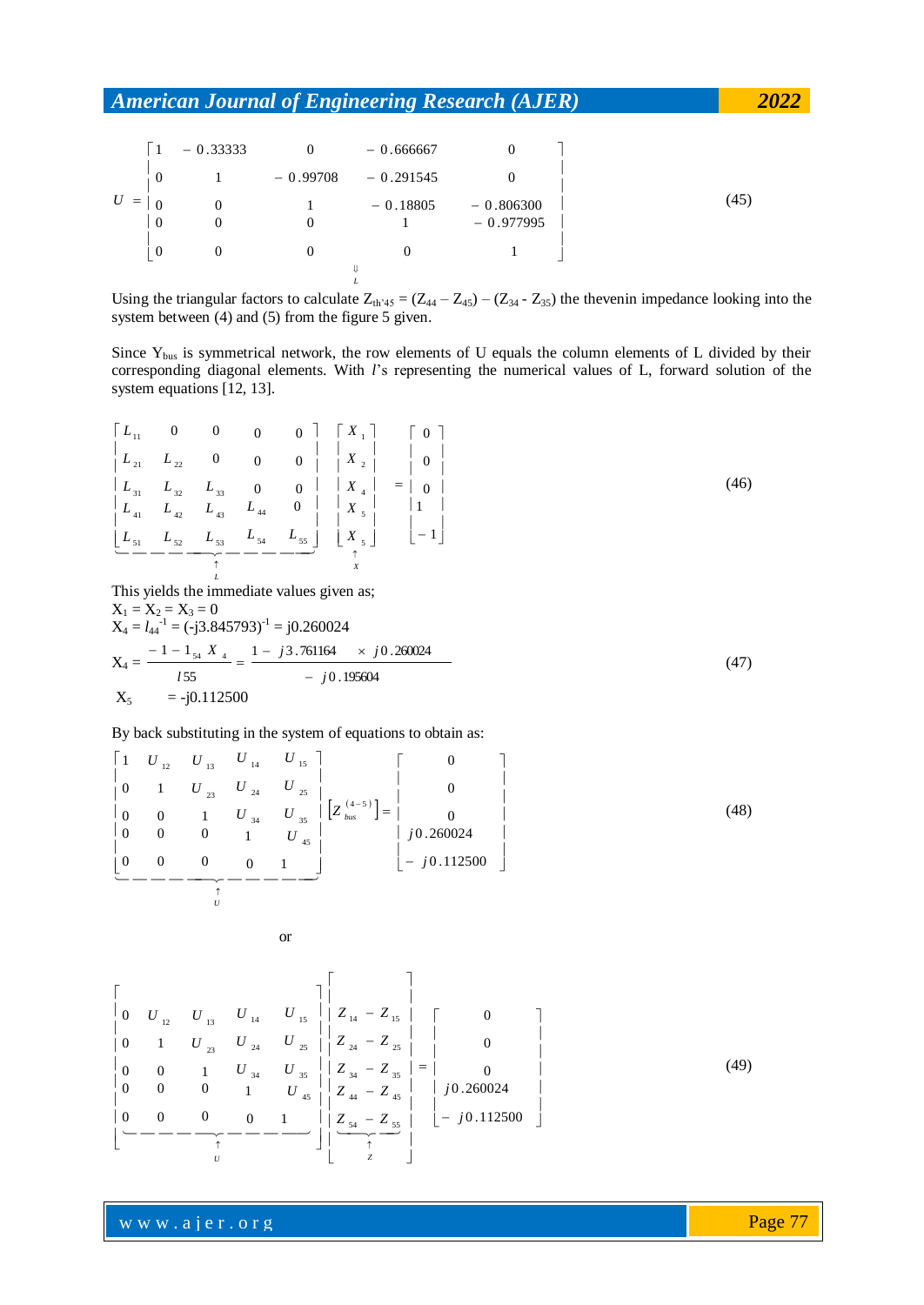$$U = \begin{bmatrix} 1 & -0.33333 & 0 & -0.666667 & 0 \\ 0 & 1 & -0.99708 & -0.291545 & 0 \\ 0 & 0 & 1 & -0.18805 & -0.806300 \\ 0 & 0 & 0 & 1 & -0.977995 \\ 0 & 0 & 0 & 0 & 1 \end{bmatrix} \tag{45}$$

$\Downarrow$ $L$

Using the triangular factors to calculate $Z_{th'45} = (Z_{44} - Z_{45}) - (Z_{34} - Z_{35})$ the thevenin impedance looking into the system between (4) and (5) from the figure 5 given.

Since $Y_{bus}$ is symmetrical network, the row elements of U equals the column elements of L divided by their corresponding diagonal elements. With $l$'s representing the numerical values of L, forward solution of the system equations [12, 13].

$$\underbrace{\begin{bmatrix} L_{11} & 0 & 0 & 0 & 0 \\ L_{21} & L_{22} & 0 & 0 & 0 \\ L_{31} & L_{32} & L_{33} & 0 & 0 \\ L_{41} & L_{42} & L_{43} & L_{44} & 0 \\ L_{51} & L_{52} & L_{53} & L_{54} & L_{55} \end{bmatrix}}_{L} \underbrace{\begin{bmatrix} X_1 \\ X_2 \\ X_4 \\ X_5 \\ X_5 \end{bmatrix}}_{X} = \begin{bmatrix} 0 \\ 0 \\ 0 \\ 1 \\ -1 \end{bmatrix} \tag{46}$$

This yields the immediate values given as;

$X_1 = X_2 = X_3 = 0$

$X_4 = l_{44}^{-1} = (-j3.845793)^{-1} = j0.260024$

$$X_4 = \frac{-1 - 1_{54} X_4}{l55} = \frac{1 - j3.761164 \times j0.260024}{-j0.195604} \tag{47}$$

$X_5 \quad = -j0.112500$

By back substituting in the system of equations to obtain as:

$$\underbrace{\begin{bmatrix} 1 & U_{12} & U_{13} & U_{14} & U_{15} \\ 0 & 1 & U_{23} & U_{24} & U_{25} \\ 0 & 0 & 1 & U_{34} & U_{35} \\ 0 & 0 & 0 & 1 & U_{45} \\ 0 & 0 & 0 & 0 & 1 \end{bmatrix}}_{U} \left[ Z_{bus}^{(4-5)} \right] = \begin{bmatrix} 0 \\ 0 \\ 0 \\ j0.260024 \\ -j0.112500 \end{bmatrix} \tag{48}$$

or

$$\underbrace{\begin{bmatrix} 0 & U_{12} & U_{13} & U_{14} & U_{15} \\ 0 & 1 & U_{23} & U_{24} & U_{25} \\ 0 & 0 & 1 & U_{34} & U_{35} \\ 0 & 0 & 0 & 1 & U_{45} \\ 0 & 0 & 0 & 0 & 1 \end{bmatrix}}_{U} \underbrace{\begin{bmatrix} Z_{14} - Z_{15} \\ Z_{24} - Z_{25} \\ Z_{34} - Z_{35} \\ Z_{44} - Z_{45} \\ Z_{54} - Z_{55} \end{bmatrix}}_{Z} = \begin{bmatrix} 0 \\ 0 \\ 0 \\ j0.260024 \\ -j0.112500 \end{bmatrix} \tag{49}$$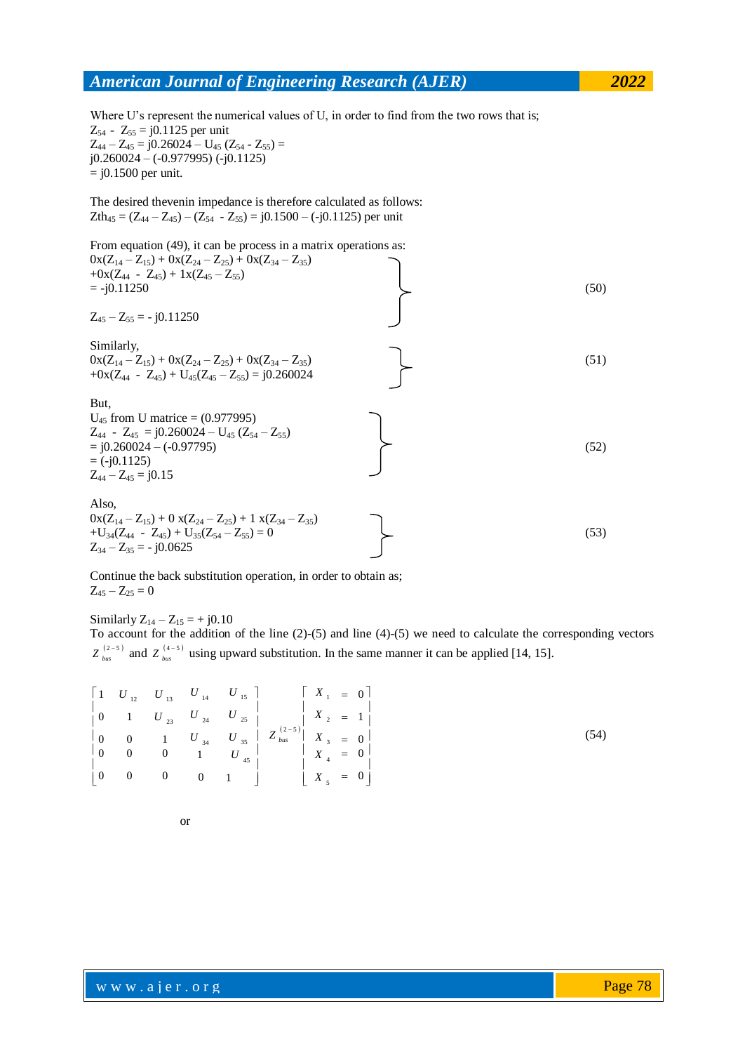Where U's represent the numerical values of U, in order to find from the two rows that is;

$Z_{54} - Z_{55} = j0.1125$ per unit

$Z_{44} - Z_{45} = j0.26024 - U_{45}(Z_{54} - Z_{55}) =$

$j0.260024 - (-0.977995)(-j0.1125)$

$= j0.1500$ per unit.

The desired thevenin impedance is therefore calculated as follows:

$Zth_{45} = (Z_{44} - Z_{45}) - (Z_{54} - Z_{55}) = j0.1500 - (-j0.1125)$ per unit

From equation (49), it can be process in a matrix operations as:

$$\left.\begin{aligned} &0x(Z_{14} - Z_{15}) + 0x(Z_{24} - Z_{25}) + 0x(Z_{34} - Z_{35}) \\ &+0x(Z_{44} - Z_{45}) + 1x(Z_{45} - Z_{55}) \\ &= -j0.11250 \\ &Z_{45} - Z_{55} = -j0.11250 \end{aligned}\right\} \quad (50)$$

Similarly,

$$\left.\begin{aligned} &0x(Z_{14} - Z_{15}) + 0x(Z_{24} - Z_{25}) + 0x(Z_{34} - Z_{35}) \\ &+0x(Z_{44} - Z_{45}) + U_{45}(Z_{45} - Z_{55}) = j0.260024 \end{aligned}\right\} \quad (51)$$

But,

$$\left.\begin{aligned} &U_{45} \text{ from U matrice} = (0.977995) \\ &Z_{44} - Z_{45} = j0.260024 - U_{45}(Z_{54} - Z_{55}) \\ &= j0.260024 - (-0.97795) \\ &= (-j0.1125) \\ &Z_{44} - Z_{45} = j0.15 \end{aligned}\right\} \quad (52)$$

Also,

$$\left.\begin{aligned} &0x(Z_{14} - Z_{15}) + 0\,x(Z_{24} - Z_{25}) + 1\,x(Z_{34} - Z_{35}) \\ &+U_{34}(Z_{44} - Z_{45}) + U_{35}(Z_{54} - Z_{55}) = 0 \\ &Z_{34} - Z_{35} = -j0.0625 \end{aligned}\right\} \quad (53)$$

Continue the back substitution operation, in order to obtain as;

$Z_{45} - Z_{25} = 0$

Similarly $Z_{14} - Z_{15} = +j0.10$

To account for the addition of the line (2)-(5) and line (4)-(5) we need to calculate the corresponding vectors $Z_{bus}^{(2-5)}$ and $Z_{bus}^{(4-5)}$ using upward substitution. In the same manner it can be applied [14, 15].

$$\begin{bmatrix} 1 & U_{12} & U_{13} & U_{14} & U_{15} \\ 0 & 1 & U_{23} & U_{24} & U_{25} \\ 0 & 0 & 1 & U_{34} & U_{35} \\ 0 & 0 & 0 & 1 & U_{45} \\ 0 & 0 & 0 & 0 & 1 \end{bmatrix} Z_{bus}^{(2-5)} \begin{bmatrix} X_1 = 0 \\ X_2 = 1 \\ X_3 = 0 \\ X_4 = 0 \\ X_5 = 0 \end{bmatrix} \quad (54)$$

or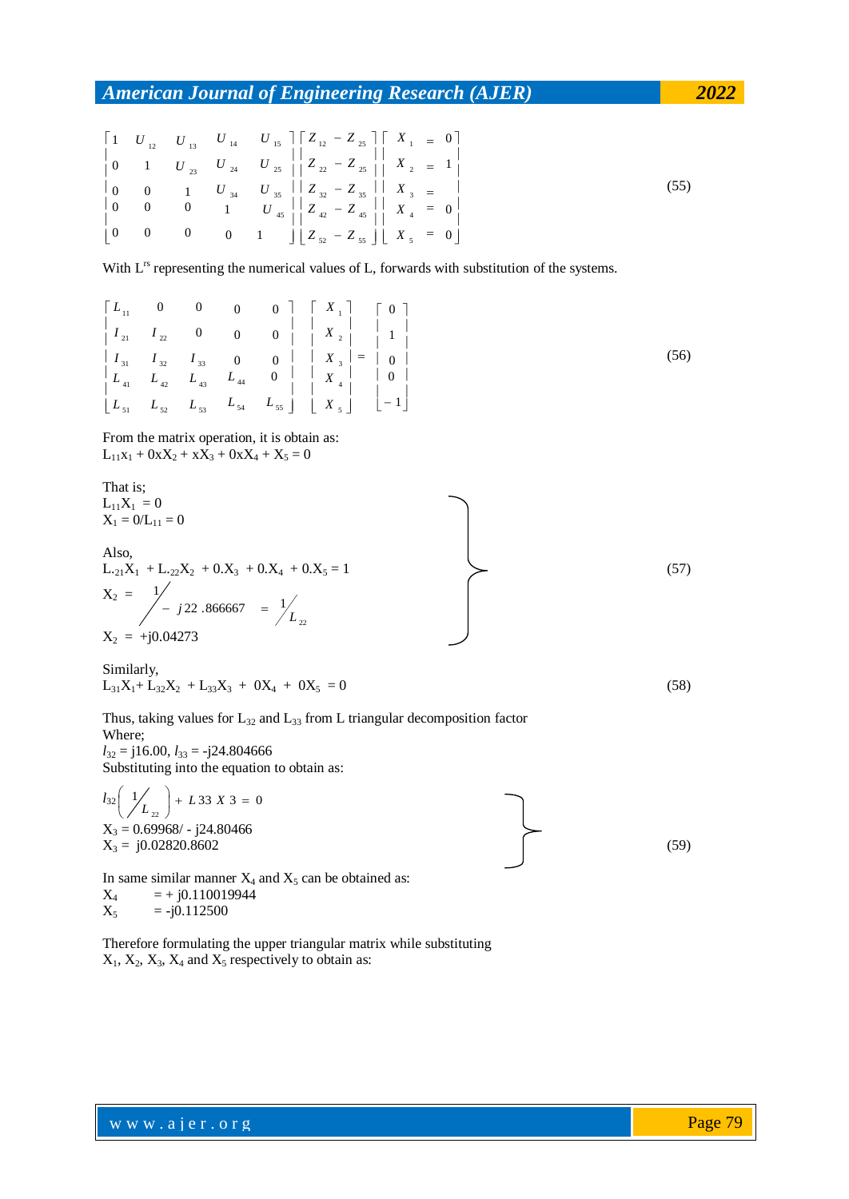$$
\begin{bmatrix} 1 & U_{12} & U_{13} & U_{14} & U_{15} \\ 0 & 1 & U_{23} & U_{24} & U_{25} \\ 0 & 0 & 1 & U_{34} & U_{35} \\ 0 & 0 & 0 & 1 & U_{45} \\ 0 & 0 & 0 & 0 & 1 \end{bmatrix} \begin{bmatrix} Z_{12} - Z_{25} \\ Z_{22} - Z_{25} \\ Z_{32} - Z_{35} \\ Z_{42} - Z_{45} \\ Z_{52} - Z_{55} \end{bmatrix} \begin{bmatrix} X_1 = 0 \\ X_2 = 1 \\ X_3 = \\ X_4 = 0 \\ X_5 = 0 \end{bmatrix} \tag{55}
$$

With $L^{rs}$ representing the numerical values of L, forwards with substitution of the systems.

$$
\begin{bmatrix} L_{11} & 0 & 0 & 0 & 0 \\ I_{21} & I_{22} & 0 & 0 & 0 \\ I_{31} & I_{32} & I_{33} & 0 & 0 \\ L_{41} & L_{42} & L_{43} & L_{44} & 0 \\ L_{51} & L_{52} & L_{53} & L_{54} & L_{55} \end{bmatrix} \begin{bmatrix} X_1 \\ X_2 \\ X_3 \\ X_4 \\ X_5 \end{bmatrix} = \begin{bmatrix} 0 \\ 1 \\ 0 \\ 0 \\ -1 \end{bmatrix} \tag{56}
$$

From the matrix operation, it is obtain as:
$L_{11}x_1 + 0xX_2 + xX_3 + 0xX_4 + X_5 = 0$

That is;
$L_{11}X_1 = 0$
$X_1 = 0/L_{11} = 0$

Also,
$L_{.21}X_1 + L_{.22}X_2 + 0.X_3 + 0.X_4 + 0.X_5 = 1$

$$
X_2 = \frac{1}{-j22.866667} = \frac{1}{L_{22}} \tag{57}
$$

$X_2 = +j0.04273$

Similarly,

$$
L_{31}X_1 + L_{32}X_2 + L_{33}X_3 + 0X_4 + 0X_5 = 0 \tag{58}
$$

Thus, taking values for $L_{32}$ and $L_{33}$ from L triangular decomposition factor
Where;
$l_{32} = j16.00$, $l_{33} = -j24.804666$
Substituting into the equation to obtain as:

$$
l_{32}\left(\frac{1}{L_{22}}\right) + L33\,X3 = 0 \tag{59}
$$

$X_3 = 0.69968/ - j24.80466$
$X_3 = j0.02820.8602$

In same similar manner $X_4$ and $X_5$ can be obtained as:
$X_4 = + j0.110019944$
$X_5 = -j0.112500$

Therefore formulating the upper triangular matrix while substituting $X_1$, $X_2$, $X_3$, $X_4$ and $X_5$ respectively to obtain as: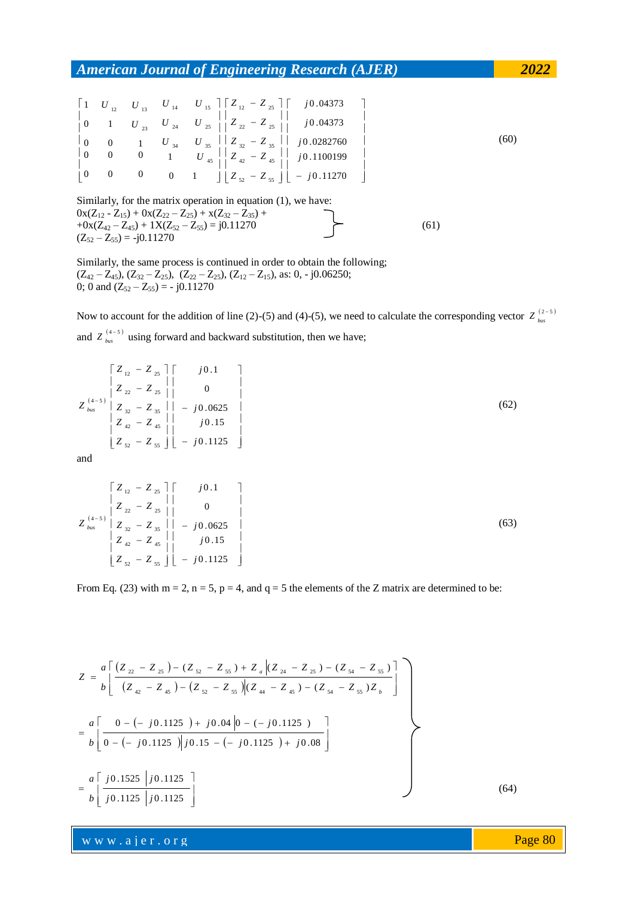$$
\begin{bmatrix} 1 & U_{12} & U_{13} & U_{14} & U_{15} \\ 0 & 1 & U_{23} & U_{24} & U_{25} \\ 0 & 0 & 1 & U_{34} & U_{35} \\ 0 & 0 & 0 & 1 & U_{45} \\ 0 & 0 & 0 & 0 & 1 \end{bmatrix} \begin{bmatrix} Z_{12} - Z_{25} \\ Z_{22} - Z_{25} \\ Z_{32} - Z_{35} \\ Z_{42} - Z_{45} \\ Z_{52} - Z_{55} \end{bmatrix} \begin{bmatrix} j0.04373 \\ j0.04373 \\ j0.0282760 \\ j0.1100199 \\ -j0.11270 \end{bmatrix} \tag{60}
$$

Similarly, for the matrix operation in equation (1), we have:

$$
\left.\begin{array}{l} 0x(Z_{12} - Z_{15}) + 0x(Z_{22} - Z_{25}) + x(Z_{32} - Z_{35}) + \\ +0x(Z_{42} - Z_{45}) + 1X(Z_{52} - Z_{55}) = j0.11270 \\ (Z_{52} - Z_{55}) = -j0.11270 \end{array}\right\} \tag{61}
$$

Similarly, the same process is continued in order to obtain the following; $(Z_{42} - Z_{45})$, $(Z_{32} - Z_{25})$, $(Z_{22} - Z_{25})$, $(Z_{12} - Z_{15})$, as: 0, - j0.06250; 0; 0 and $(Z_{52} - Z_{55})$ = - j0.11270

Now to account for the addition of line (2)-(5) and (4)-(5), we need to calculate the corresponding vector $Z_{bus}^{(2-5)}$ and $Z_{bus}^{(4-5)}$ using forward and backward substitution, then we have;

$$
Z_{bus}^{(4-5)} \begin{bmatrix} Z_{12} - Z_{25} \\ Z_{22} - Z_{25} \\ Z_{32} - Z_{35} \\ Z_{42} - Z_{45} \\ Z_{52} - Z_{55} \end{bmatrix} \begin{bmatrix} j0.1 \\ 0 \\ -j0.0625 \\ j0.15 \\ -j0.1125 \end{bmatrix} \tag{62}
$$

and

$$
Z_{bus}^{(4-5)} \begin{bmatrix} Z_{12} - Z_{25} \\ Z_{22} - Z_{25} \\ Z_{32} - Z_{35} \\ Z_{42} - Z_{45} \\ Z_{52} - Z_{55} \end{bmatrix} \begin{bmatrix} j0.1 \\ 0 \\ -j0.0625 \\ j0.15 \\ -j0.1125 \end{bmatrix} \tag{63}
$$

From Eq. (23) with m = 2, n = 5, p = 4, and q = 5 the elements of the Z matrix are determined to be:

$$
\left.\begin{array}{l} Z = \dfrac{a}{b} \left[ \dfrac{(Z_{22} - Z_{25}) - (Z_{52} - Z_{55}) + Z_a \left| (Z_{24} - Z_{25}) - (Z_{54} - Z_{55}) \right.}{(Z_{42} - Z_{45}) - (Z_{52} - Z_{55}) \left| (Z_{44} - Z_{45}) - (Z_{54} - Z_{55}) Z_b \right.} \right] \\[2ex] = \dfrac{a}{b} \left[ \dfrac{0 - (-j0.1125) + j0.04 \left| 0 - (-j0.1125) \right.}{0 - (-j0.1125) \left| j0.15 - (-j0.1125) + j0.08 \right.} \right] \\[2ex] = \dfrac{a}{b} \left[ \dfrac{j0.1525 \left| j0.1125 \right.}{j0.1125 \left| j0.1125 \right.} \right] \end{array}\right\} \tag{64}
$$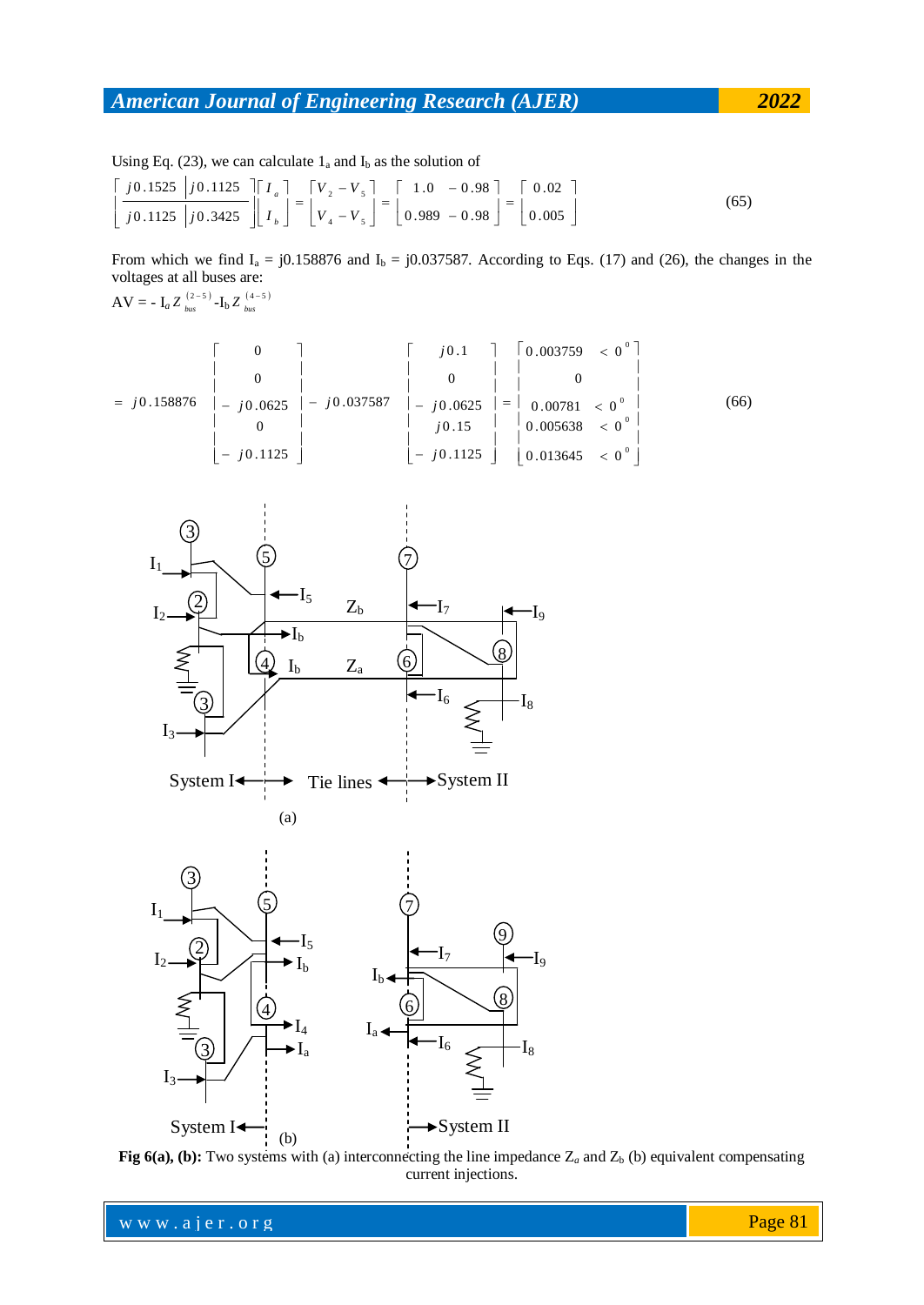Using Eq. (23), we can calculate $1_a$ and $I_b$ as the solution of

$$\begin{bmatrix} j0.1525 & j0.1125 \\ j0.1125 & j0.3425 \end{bmatrix} \begin{bmatrix} I_a \\ I_b \end{bmatrix} = \begin{bmatrix} V_2 - V_5 \\ V_4 - V_5 \end{bmatrix} = \begin{bmatrix} 1.0 & -0.98 \\ 0.989 & -0.98 \end{bmatrix} = \begin{bmatrix} 0.02 \\ 0.005 \end{bmatrix} \tag{65}$$

From which we find $I_a$ = j0.158876 and $I_b$ = j0.037587. According to Eqs. (17) and (26), the changes in the voltages at all buses are:

$AV = - I_a Z_{bus}^{(2-5)} - I_b Z_{bus}^{(4-5)}$

$$= j0.158876 \begin{bmatrix} 0 \\ 0 \\ -j0.0625 \\ 0 \\ -j0.1125 \end{bmatrix} - j0.037587 \begin{bmatrix} j0.1 \\ 0 \\ -j0.0625 \\ j0.15 \\ -j0.1125 \end{bmatrix} = \begin{bmatrix} 0.003759 & < 0^0 \\ 0 & \\ 0.00781 & < 0^0 \\ 0.005638 & < 0^0 \\ 0.013645 & < 0^0 \end{bmatrix} \tag{66}$$

**Fig 6(a), (b):** Two systems with (a) interconnecting the line impedance $Z_a$ and $Z_b$ (b) equivalent compensating current injections.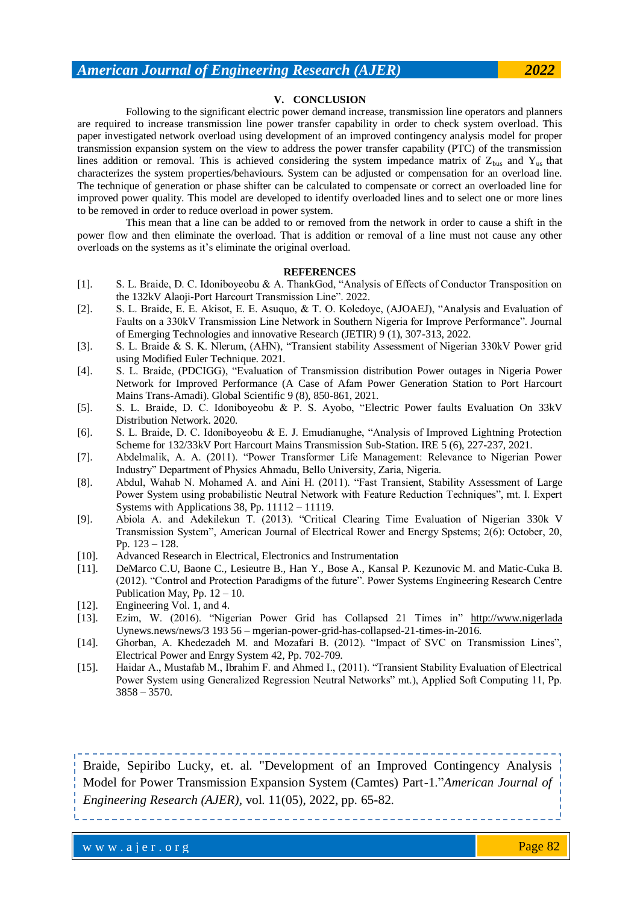## V. CONCLUSION

Following to the significant electric power demand increase, transmission line operators and planners are required to increase transmission line power transfer capability in order to check system overload. This paper investigated network overload using development of an improved contingency analysis model for proper transmission expansion system on the view to address the power transfer capability (PTC) of the transmission lines addition or removal. This is achieved considering the system impedance matrix of $Z_{bus}$ and $Y_{us}$ that characterizes the system properties/behaviours. System can be adjusted or compensation for an overload line. The technique of generation or phase shifter can be calculated to compensate or correct an overloaded line for improved power quality. This model are developed to identify overloaded lines and to select one or more lines to be removed in order to reduce overload in power system.

This mean that a line can be added to or removed from the network in order to cause a shift in the power flow and then eliminate the overload. That is addition or removal of a line must not cause any other overloads on the systems as it's eliminate the original overload.

## REFERENCES

[1]. S. L. Braide, D. C. Idoniboyeobu & A. ThankGod, "Analysis of Effects of Conductor Transposition on the 132kV Alaoji-Port Harcourt Transmission Line". 2022.

[2]. S. L. Braide, E. E. Akisot, E. E. Asuquo, & T. O. Koledoye, (AJOAEJ), "Analysis and Evaluation of Faults on a 330kV Transmission Line Network in Southern Nigeria for Improve Performance". Journal of Emerging Technologies and innovative Research (JETIR) 9 (1), 307-313, 2022.

[3]. S. L. Braide & S. K. Nlerum, (AHN), "Transient stability Assessment of Nigerian 330kV Power grid using Modified Euler Technique. 2021.

[4]. S. L. Braide, (PDCIGG), "Evaluation of Transmission distribution Power outages in Nigeria Power Network for Improved Performance (A Case of Afam Power Generation Station to Port Harcourt Mains Trans-Amadi). Global Scientific 9 (8), 850-861, 2021.

[5]. S. L. Braide, D. C. Idoniboyeobu & P. S. Ayobo, "Electric Power faults Evaluation On 33kV Distribution Network. 2020.

[6]. S. L. Braide, D. C. Idoniboyeobu & E. J. Emudianughe, "Analysis of Improved Lightning Protection Scheme for 132/33kV Port Harcourt Mains Transmission Sub-Station. IRE 5 (6), 227-237, 2021.

[7]. Abdelmalik, A. A. (2011). "Power Transformer Life Management: Relevance to Nigerian Power Industry" Department of Physics Ahmadu, Bello University, Zaria, Nigeria.

[8]. Abdul, Wahab N. Mohamed A. and Aini H. (2011). "Fast Transient, Stability Assessment of Large Power System using probabilistic Neutral Network with Feature Reduction Techniques", mt. I. Expert Systems with Applications 38, Pp. 11112 – 11119.

[9]. Abiola A. and Adekilekun T. (2013). "Critical Clearing Time Evaluation of Nigerian 330k V Transmission System", American Journal of Electrical Rower and Energy Spstems; 2(6): October, 20, Pp. 123 – 128.

[10]. Advanced Research in Electrical, Electronics and Instrumentation

[11]. DeMarco C.U, Baone C., Lesieutre B., Han Y., Bose A., Kansal P. Kezunovic M. and Matic-Cuka B. (2012). "Control and Protection Paradigms of the future". Power Systems Engineering Research Centre Publication May, Pp. 12 – 10.

[12]. Engineering Vol. 1, and 4.

[13]. Ezim, W. (2016). "Nigerian Power Grid has Collapsed 21 Times in" http://www.nigerlada Uynews.news/news/3 193 56 – mgerian-power-grid-has-collapsed-21-times-in-2016.

[14]. Ghorban, A. Khedezadeh M. and Mozafari B. (2012). "Impact of SVC on Transmission Lines", Electrical Power and Enrgy System 42, Pp. 702-709.

[15]. Haidar A., Mustafab M., Ibrahim F. and Ahmed I., (2011). "Transient Stability Evaluation of Electrical Power System using Generalized Regression Neutral Networks" mt.), Applied Soft Computing 11, Pp. 3858 – 3570.

Braide, Sepiribo Lucky, et. al. "Development of an Improved Contingency Analysis Model for Power Transmission Expansion System (Camtes) Part-1."*American Journal of Engineering Research (AJER)*, vol. 11(05), 2022, pp. 65-82.